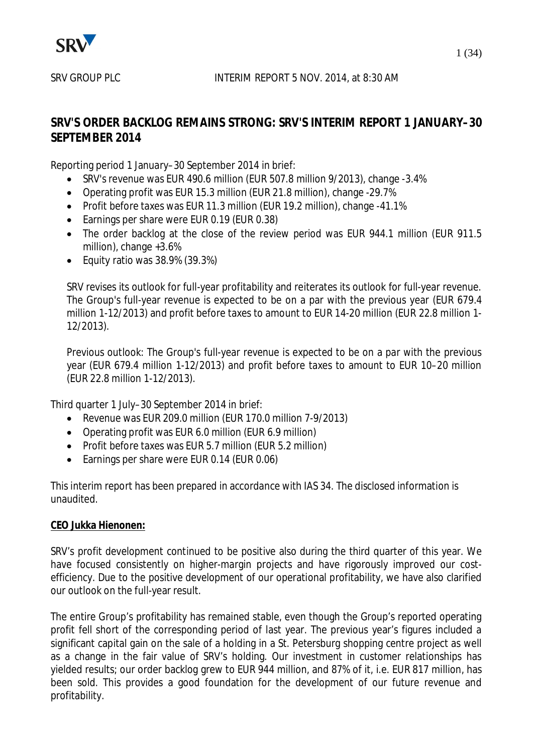SRV GROUP PLC INTERIM REPORT 5 NOV. 2014, at 8:30 AM

# SRV'S ORDER BACKLOG REMAINS STRONG: SRV'S INTERIM REPORT 1 JANUARY–30 SEPTEMBER 2014

Reporting period 1 January–30 September 2014 in brief:

- SRV's revenue was EUR 490.6 million (EUR 507.8 million 9/2013), change -3.4%
- Operating profit was EUR 15.3 million (EUR 21.8 million), change -29.7%
- Profit before taxes was EUR 11.3 million (EUR 19.2 million), change -41.1%
- Earnings per share were EUR 0.19 (EUR 0.38)
- The order backlog at the close of the review period was EUR 944.1 million (EUR 911.5 million), change +3.6%
- Equity ratio was 38.9% (39.3%)

SRV revises its outlook for full-year profitability and reiterates its outlook for full-year revenue. The Group's full-year revenue is expected to be on a par with the previous year (EUR 679.4 million 1-12/2013) and profit before taxes to amount to EUR 14-20 million (EUR 22.8 million 1-12/2013).

Previous outlook: The Group's full-year revenue is expected to be on a par with the previous year (EUR 679.4 million 1-12/2013) and profit before taxes to amount to EUR 10–20 million (EUR 22.8 million 1-12/2013).

Third quarter 1 July–30 September 2014 in brief:

- Revenue was EUR 209.0 million (EUR 170.0 million 7-9/2013)
- Operating profit was EUR 6.0 million (EUR 6.9 million)
- Profit before taxes was EUR 5.7 million (EUR 5.2 million)
- Earnings per share were EUR 0.14 (EUR 0.06)

This interim report has been prepared in accordance with IAS 34. The disclosed information is unaudited.

**CEO Jukka Hienonen:**

SRV's profit development continued to be positive also during the third quarter of this year. We have focused consistently on higher-margin projects and have rigorously improved our cost-efficiency. Due to the positive development of our operational profitability, we have also clarified our outlook on the full-year result.

The entire Group's profitability has remained stable, even though the Group's reported operating profit fell short of the corresponding period of last year. The previous year's figures included a significant capital gain on the sale of a holding in a St. Petersburg shopping centre project as well as a change in the fair value of SRV's holding. Our investment in customer relationships has yielded results; our order backlog grew to EUR 944 million, and 87% of it, i.e. EUR 817 million, has been sold. This provides a good foundation for the development of our future revenue and profitability.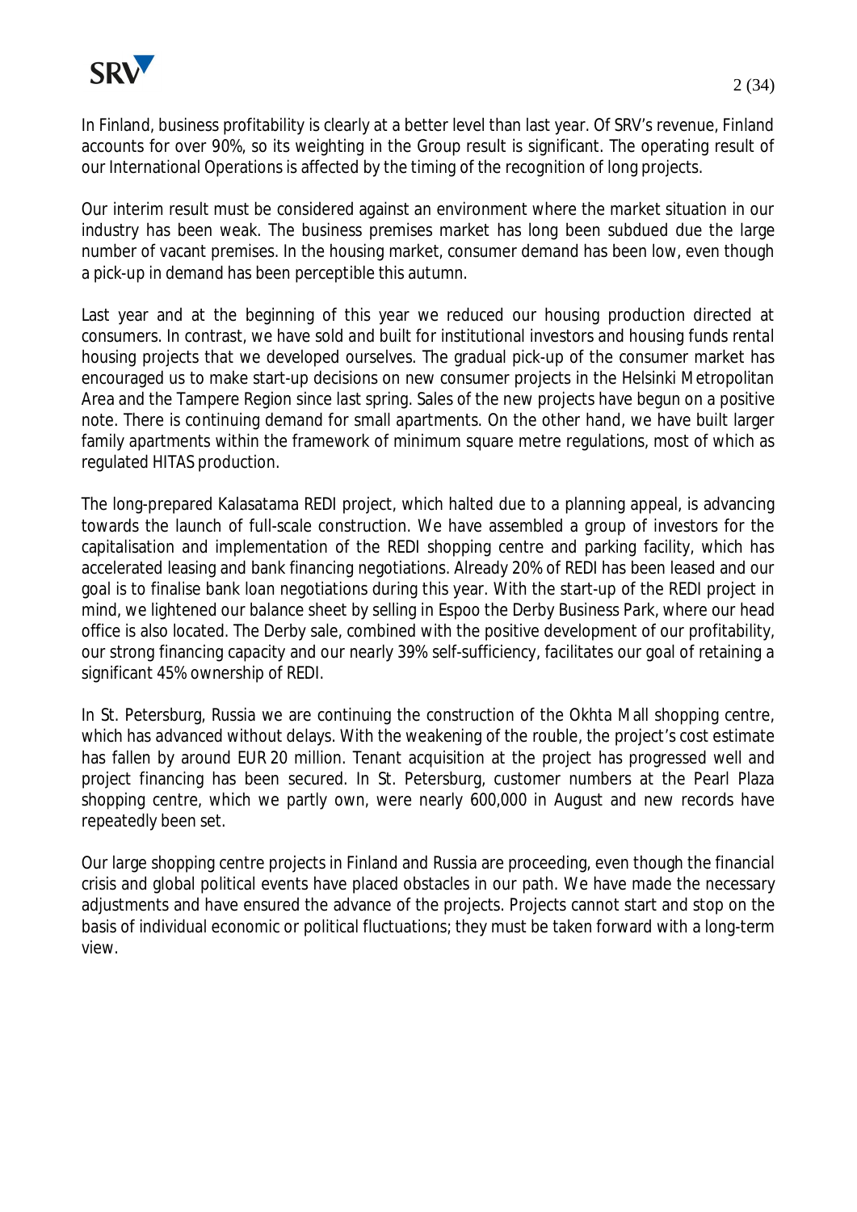In Finland, business profitability is clearly at a better level than last year. Of SRV's revenue, Finland accounts for over 90%, so its weighting in the Group result is significant. The operating result of our International Operations is affected by the timing of the recognition of long projects.

Our interim result must be considered against an environment where the market situation in our industry has been weak. The business premises market has long been subdued due the large number of vacant premises. In the housing market, consumer demand has been low, even though a pick-up in demand has been perceptible this autumn.

Last year and at the beginning of this year we reduced our housing production directed at consumers. In contrast, we have sold and built for institutional investors and housing funds rental housing projects that we developed ourselves. The gradual pick-up of the consumer market has encouraged us to make start-up decisions on new consumer projects in the Helsinki Metropolitan Area and the Tampere Region since last spring. Sales of the new projects have begun on a positive note. There is continuing demand for small apartments. On the other hand, we have built larger family apartments within the framework of minimum square metre regulations, most of which as regulated HITAS production.

The long-prepared Kalasatama REDI project, which halted due to a planning appeal, is advancing towards the launch of full-scale construction. We have assembled a group of investors for the capitalisation and implementation of the REDI shopping centre and parking facility, which has accelerated leasing and bank financing negotiations. Already 20% of REDI has been leased and our goal is to finalise bank loan negotiations during this year. With the start-up of the REDI project in mind, we lightened our balance sheet by selling in Espoo the Derby Business Park, where our head office is also located. The Derby sale, combined with the positive development of our profitability, our strong financing capacity and our nearly 39% self-sufficiency, facilitates our goal of retaining a significant 45% ownership of REDI.

In St. Petersburg, Russia we are continuing the construction of the Okhta Mall shopping centre, which has advanced without delays. With the weakening of the rouble, the project's cost estimate has fallen by around EUR 20 million. Tenant acquisition at the project has progressed well and project financing has been secured. In St. Petersburg, customer numbers at the Pearl Plaza shopping centre, which we partly own, were nearly 600,000 in August and new records have repeatedly been set.

Our large shopping centre projects in Finland and Russia are proceeding, even though the financial crisis and global political events have placed obstacles in our path. We have made the necessary adjustments and have ensured the advance of the projects. Projects cannot start and stop on the basis of individual economic or political fluctuations; they must be taken forward with a long-term view.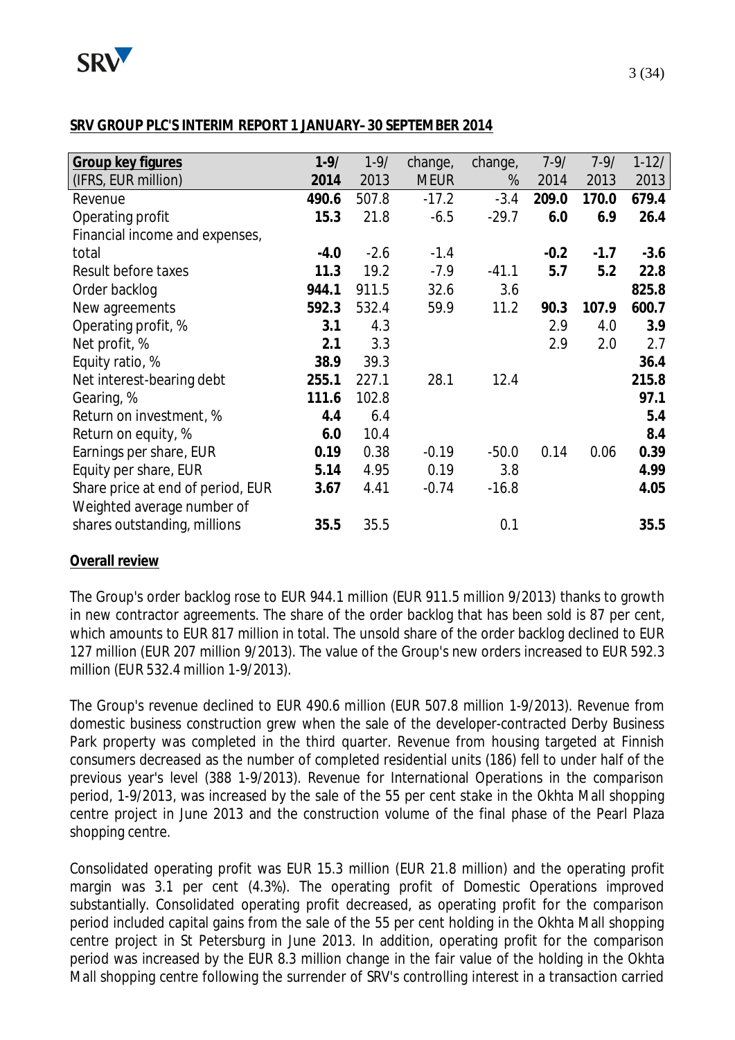**SRV GROUP PLC'S INTERIM REPORT 1 JANUARY–30 SEPTEMBER 2014**

| Group key figures (IFRS, EUR million) | 1-9/ 2014 | 1-9/ 2013 | change, MEUR | change, % | 7-9/ 2014 | 7-9/ 2013 | 1-12/ 2013 |
|---|---|---|---|---|---|---|---|
| Revenue | **490.6** | 507.8 | -17.2 | -3.4 | **209.0** | 170.0 | **679.4** |
| Operating profit | **15.3** | 21.8 | -6.5 | -29.7 | **6.0** | 6.9 | **26.4** |
| Financial income and expenses, total | **-4.0** | -2.6 | -1.4 | | **-0.2** | **-1.7** | **-3.6** |
| Result before taxes | **11.3** | 19.2 | -7.9 | -41.1 | **5.7** | **5.2** | **22.8** |
| Order backlog | **944.1** | 911.5 | 32.6 | 3.6 | | | **825.8** |
| New agreements | **592.3** | 532.4 | 59.9 | 11.2 | **90.3** | **107.9** | **600.7** |
| Operating profit, % | **3.1** | 4.3 | | | 2.9 | 4.0 | **3.9** |
| Net profit, % | **2.1** | 3.3 | | | 2.9 | 2.0 | 2.7 |
| Equity ratio, % | **38.9** | 39.3 | | | | | **36.4** |
| Net interest-bearing debt | **255.1** | 227.1 | 28.1 | 12.4 | | | **215.8** |
| Gearing, % | **111.6** | 102.8 | | | | | **97.1** |
| Return on investment, % | **4.4** | 6.4 | | | | | **5.4** |
| Return on equity, % | **6.0** | 10.4 | | | | | **8.4** |
| Earnings per share, EUR | **0.19** | 0.38 | -0.19 | -50.0 | 0.14 | 0.06 | **0.39** |
| Equity per share, EUR | **5.14** | 4.95 | 0.19 | 3.8 | | | **4.99** |
| Share price at end of period, EUR | **3.67** | 4.41 | -0.74 | -16.8 | | | **4.05** |
| Weighted average number of shares outstanding, millions | **35.5** | 35.5 | | 0.1 | | | **35.5** |

**Overall review**

The Group's order backlog rose to EUR 944.1 million (EUR 911.5 million 9/2013) thanks to growth in new contractor agreements. The share of the order backlog that has been sold is 87 per cent, which amounts to EUR 817 million in total. The unsold share of the order backlog declined to EUR 127 million (EUR 207 million 9/2013). The value of the Group's new orders increased to EUR 592.3 million (EUR 532.4 million 1-9/2013).

The Group's revenue declined to EUR 490.6 million (EUR 507.8 million 1-9/2013). Revenue from domestic business construction grew when the sale of the developer-contracted Derby Business Park property was completed in the third quarter. Revenue from housing targeted at Finnish consumers decreased as the number of completed residential units (186) fell to under half of the previous year's level (388 1-9/2013). Revenue for International Operations in the comparison period, 1-9/2013, was increased by the sale of the 55 per cent stake in the Okhta Mall shopping centre project in June 2013 and the construction volume of the final phase of the Pearl Plaza shopping centre.

Consolidated operating profit was EUR 15.3 million (EUR 21.8 million) and the operating profit margin was 3.1 per cent (4.3%). The operating profit of Domestic Operations improved substantially. Consolidated operating profit decreased, as operating profit for the comparison period included capital gains from the sale of the 55 per cent holding in the Okhta Mall shopping centre project in St Petersburg in June 2013. In addition, operating profit for the comparison period was increased by the EUR 8.3 million change in the fair value of the holding in the Okhta Mall shopping centre following the surrender of SRV's controlling interest in a transaction carried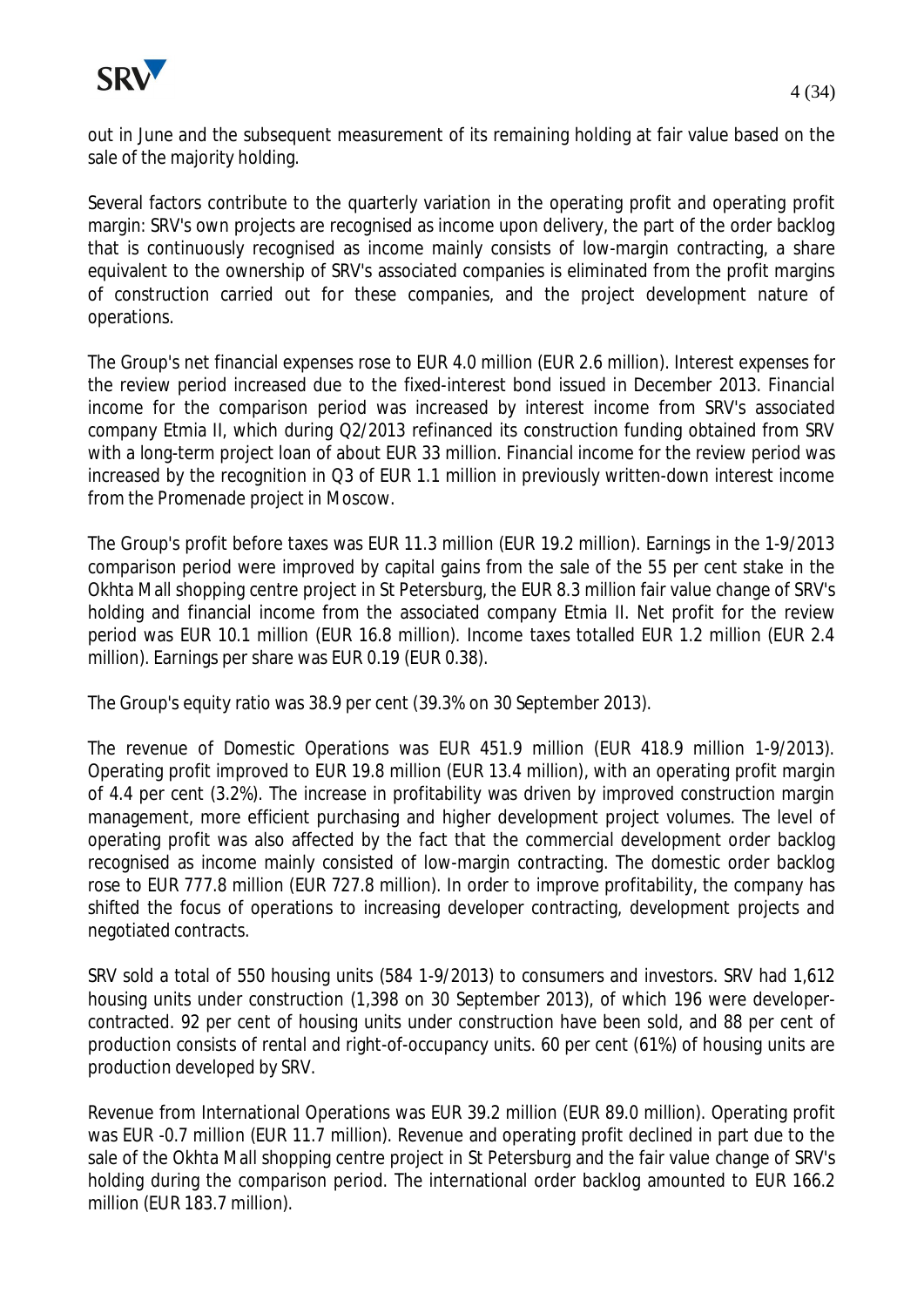out in June and the subsequent measurement of its remaining holding at fair value based on the sale of the majority holding.

Several factors contribute to the quarterly variation in the operating profit and operating profit margin: SRV's own projects are recognised as income upon delivery, the part of the order backlog that is continuously recognised as income mainly consists of low-margin contracting, a share equivalent to the ownership of SRV's associated companies is eliminated from the profit margins of construction carried out for these companies, and the project development nature of operations.

The Group's net financial expenses rose to EUR 4.0 million (EUR 2.6 million). Interest expenses for the review period increased due to the fixed-interest bond issued in December 2013. Financial income for the comparison period was increased by interest income from SRV's associated company Etmia II, which during Q2/2013 refinanced its construction funding obtained from SRV with a long-term project loan of about EUR 33 million. Financial income for the review period was increased by the recognition in Q3 of EUR 1.1 million in previously written-down interest income from the Promenade project in Moscow.

The Group's profit before taxes was EUR 11.3 million (EUR 19.2 million). Earnings in the 1-9/2013 comparison period were improved by capital gains from the sale of the 55 per cent stake in the Okhta Mall shopping centre project in St Petersburg, the EUR 8.3 million fair value change of SRV's holding and financial income from the associated company Etmia II. Net profit for the review period was EUR 10.1 million (EUR 16.8 million). Income taxes totalled EUR 1.2 million (EUR 2.4 million). Earnings per share was EUR 0.19 (EUR 0.38).

The Group's equity ratio was 38.9 per cent (39.3% on 30 September 2013).

The revenue of Domestic Operations was EUR 451.9 million (EUR 418.9 million 1-9/2013). Operating profit improved to EUR 19.8 million (EUR 13.4 million), with an operating profit margin of 4.4 per cent (3.2%). The increase in profitability was driven by improved construction margin management, more efficient purchasing and higher development project volumes. The level of operating profit was also affected by the fact that the commercial development order backlog recognised as income mainly consisted of low-margin contracting. The domestic order backlog rose to EUR 777.8 million (EUR 727.8 million). In order to improve profitability, the company has shifted the focus of operations to increasing developer contracting, development projects and negotiated contracts.

SRV sold a total of 550 housing units (584 1-9/2013) to consumers and investors. SRV had 1,612 housing units under construction (1,398 on 30 September 2013), of which 196 were developer-contracted. 92 per cent of housing units under construction have been sold, and 88 per cent of production consists of rental and right-of-occupancy units. 60 per cent (61%) of housing units are production developed by SRV.

Revenue from International Operations was EUR 39.2 million (EUR 89.0 million). Operating profit was EUR -0.7 million (EUR 11.7 million). Revenue and operating profit declined in part due to the sale of the Okhta Mall shopping centre project in St Petersburg and the fair value change of SRV's holding during the comparison period. The international order backlog amounted to EUR 166.2 million (EUR 183.7 million).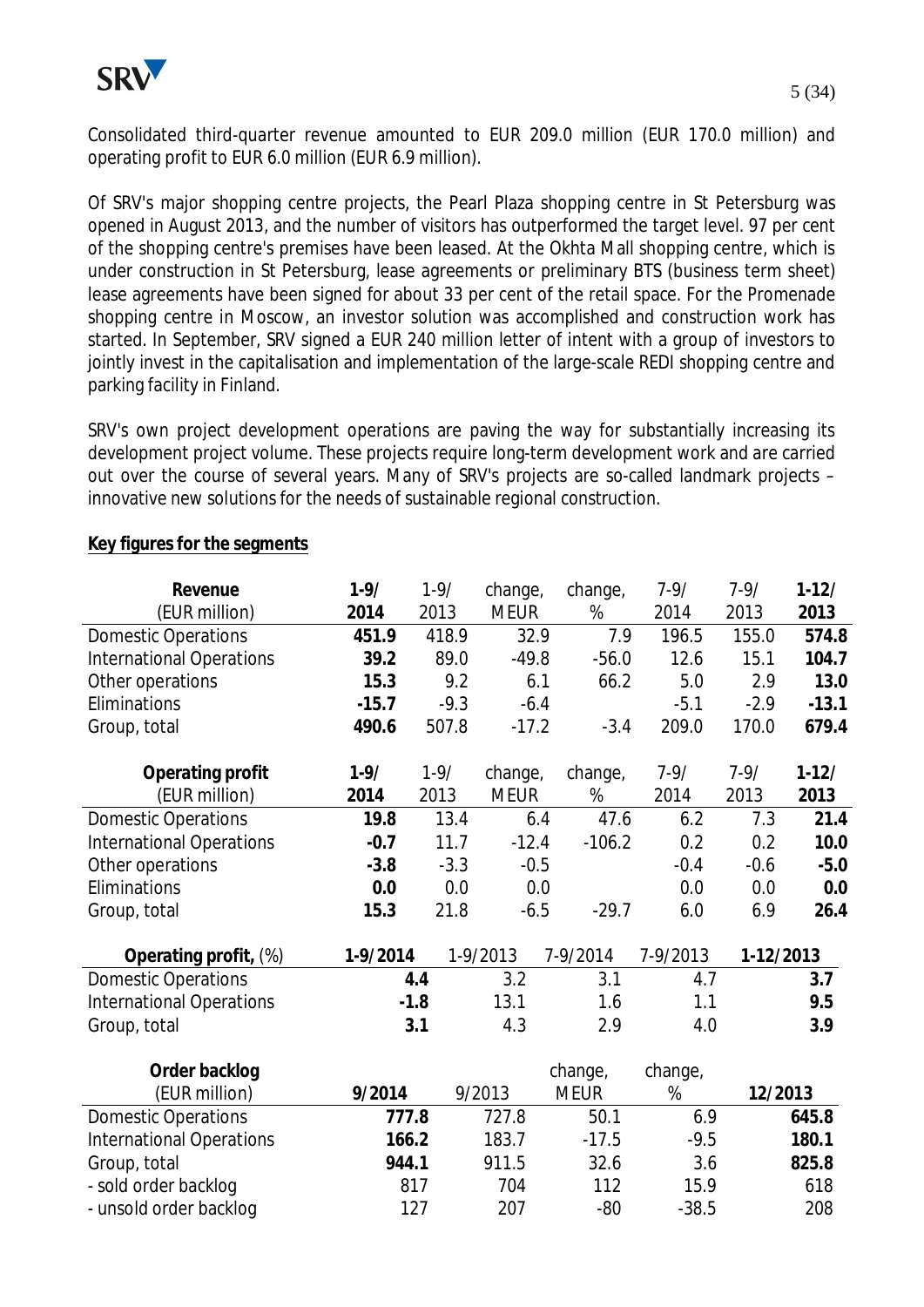Consolidated third-quarter revenue amounted to EUR 209.0 million (EUR 170.0 million) and operating profit to EUR 6.0 million (EUR 6.9 million).

Of SRV's major shopping centre projects, the Pearl Plaza shopping centre in St Petersburg was opened in August 2013, and the number of visitors has outperformed the target level. 97 per cent of the shopping centre's premises have been leased. At the Okhta Mall shopping centre, which is under construction in St Petersburg, lease agreements or preliminary BTS (business term sheet) lease agreements have been signed for about 33 per cent of the retail space. For the Promenade shopping centre in Moscow, an investor solution was accomplished and construction work has started. In September, SRV signed a EUR 240 million letter of intent with a group of investors to jointly invest in the capitalisation and implementation of the large-scale REDI shopping centre and parking facility in Finland.

SRV's own project development operations are paving the way for substantially increasing its development project volume. These projects require long-term development work and are carried out over the course of several years. Many of SRV's projects are so-called landmark projects – innovative new solutions for the needs of sustainable regional construction.

**Key figures for the segments**

| Revenue (EUR million) | 1-9/ 2014 | 1-9/ 2013 | change, MEUR | change, % | 7-9/ 2014 | 7-9/ 2013 | 1-12/ 2013 |
|---|---|---|---|---|---|---|---|
| Domestic Operations | **451.9** | 418.9 | 32.9 | 7.9 | 196.5 | 155.0 | **574.8** |
| International Operations | **39.2** | 89.0 | -49.8 | -56.0 | 12.6 | 15.1 | **104.7** |
| Other operations | **15.3** | 9.2 | 6.1 | 66.2 | 5.0 | 2.9 | **13.0** |
| Eliminations | **-15.7** | -9.3 | -6.4 | | -5.1 | -2.9 | **-13.1** |
| Group, total | **490.6** | 507.8 | -17.2 | -3.4 | 209.0 | 170.0 | **679.4** |

| Operating profit (EUR million) | 1-9/ 2014 | 1-9/ 2013 | change, MEUR | change, % | 7-9/ 2014 | 7-9/ 2013 | 1-12/ 2013 |
|---|---|---|---|---|---|---|---|
| Domestic Operations | **19.8** | 13.4 | 6.4 | 47.6 | 6.2 | 7.3 | **21.4** |
| International Operations | **-0.7** | 11.7 | -12.4 | -106.2 | 0.2 | 0.2 | **10.0** |
| Other operations | **-3.8** | -3.3 | -0.5 | | -0.4 | -0.6 | **-5.0** |
| Eliminations | **0.0** | 0.0 | 0.0 | | 0.0 | 0.0 | **0.0** |
| Group, total | **15.3** | 21.8 | -6.5 | -29.7 | 6.0 | 6.9 | **26.4** |

| Operating profit, (%) | 1-9/2014 | 1-9/2013 | 7-9/2014 | 7-9/2013 | 1-12/2013 |
|---|---|---|---|---|---|
| Domestic Operations | **4.4** | 3.2 | 3.1 | 4.7 | **3.7** |
| International Operations | **-1.8** | 13.1 | 1.6 | 1.1 | **9.5** |
| Group, total | **3.1** | 4.3 | 2.9 | 4.0 | **3.9** |

| Order backlog (EUR million) | 9/2014 | 9/2013 | change, MEUR | change, % | 12/2013 |
|---|---|---|---|---|---|
| Domestic Operations | **777.8** | 727.8 | 50.1 | 6.9 | **645.8** |
| International Operations | **166.2** | 183.7 | -17.5 | -9.5 | **180.1** |
| Group, total | **944.1** | 911.5 | 32.6 | 3.6 | **825.8** |
| - sold order backlog | 817 | 704 | 112 | 15.9 | 618 |
| - unsold order backlog | 127 | 207 | -80 | -38.5 | 208 |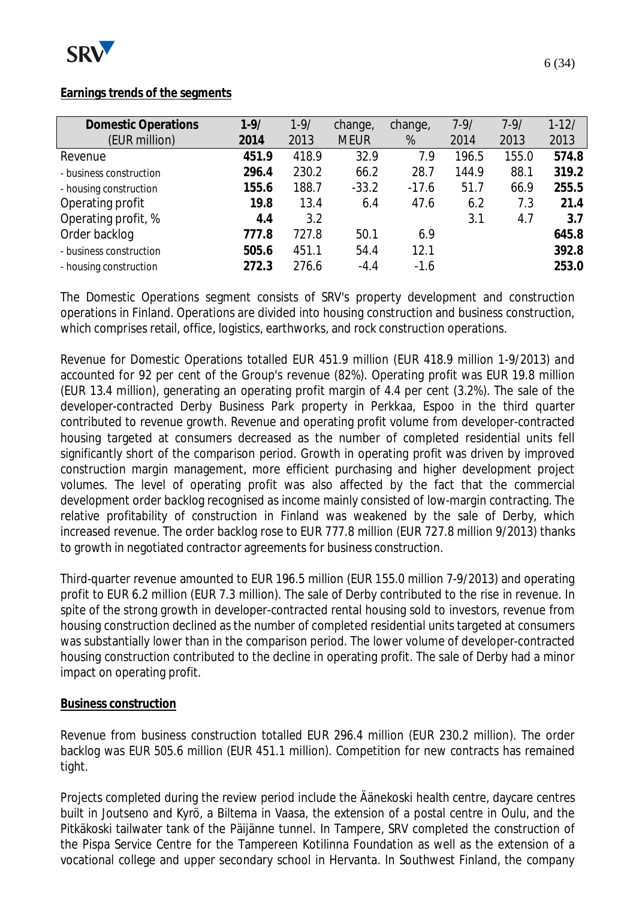**Earnings trends of the segments**

| Domestic Operations (EUR million) | 1-9/ 2014 | 1-9/ 2013 | change, MEUR | change, % | 7-9/ 2014 | 7-9/ 2013 | 1-12/ 2013 |
|---|---|---|---|---|---|---|---|
| Revenue | **451.9** | 418.9 | 32.9 | 7.9 | 196.5 | 155.0 | **574.8** |
| - business construction | **296.4** | 230.2 | 66.2 | 28.7 | 144.9 | 88.1 | **319.2** |
| - housing construction | **155.6** | 188.7 | -33.2 | -17.6 | 51.7 | 66.9 | **255.5** |
| Operating profit | **19.8** | 13.4 | 6.4 | 47.6 | 6.2 | 7.3 | **21.4** |
| Operating profit, % | **4.4** | 3.2 | | | 3.1 | 4.7 | **3.7** |
| Order backlog | **777.8** | 727.8 | 50.1 | 6.9 | | | **645.8** |
| - business construction | **505.6** | 451.1 | 54.4 | 12.1 | | | **392.8** |
| - housing construction | **272.3** | 276.6 | -4.4 | -1.6 | | | **253.0** |

The Domestic Operations segment consists of SRV's property development and construction operations in Finland. Operations are divided into housing construction and business construction, which comprises retail, office, logistics, earthworks, and rock construction operations.

Revenue for Domestic Operations totalled EUR 451.9 million (EUR 418.9 million 1-9/2013) and accounted for 92 per cent of the Group's revenue (82%). Operating profit was EUR 19.8 million (EUR 13.4 million), generating an operating profit margin of 4.4 per cent (3.2%). The sale of the developer-contracted Derby Business Park property in Perkkaa, Espoo in the third quarter contributed to revenue growth. Revenue and operating profit volume from developer-contracted housing targeted at consumers decreased as the number of completed residential units fell significantly short of the comparison period. Growth in operating profit was driven by improved construction margin management, more efficient purchasing and higher development project volumes. The level of operating profit was also affected by the fact that the commercial development order backlog recognised as income mainly consisted of low-margin contracting. The relative profitability of construction in Finland was weakened by the sale of Derby, which increased revenue. The order backlog rose to EUR 777.8 million (EUR 727.8 million 9/2013) thanks to growth in negotiated contractor agreements for business construction.

Third-quarter revenue amounted to EUR 196.5 million (EUR 155.0 million 7-9/2013) and operating profit to EUR 6.2 million (EUR 7.3 million). The sale of Derby contributed to the rise in revenue. In spite of the strong growth in developer-contracted rental housing sold to investors, revenue from housing construction declined as the number of completed residential units targeted at consumers was substantially lower than in the comparison period. The lower volume of developer-contracted housing construction contributed to the decline in operating profit. The sale of Derby had a minor impact on operating profit.

**Business construction**

Revenue from business construction totalled EUR 296.4 million (EUR 230.2 million). The order backlog was EUR 505.6 million (EUR 451.1 million). Competition for new contracts has remained tight.

Projects completed during the review period include the Äänekoski health centre, daycare centres built in Joutseno and Kyrö, a Biltema in Vaasa, the extension of a postal centre in Oulu, and the Pitkäkoski tailwater tank of the Päijänne tunnel. In Tampere, SRV completed the construction of the Pispa Service Centre for the Tampereen Kotilinna Foundation as well as the extension of a vocational college and upper secondary school in Hervanta. In Southwest Finland, the company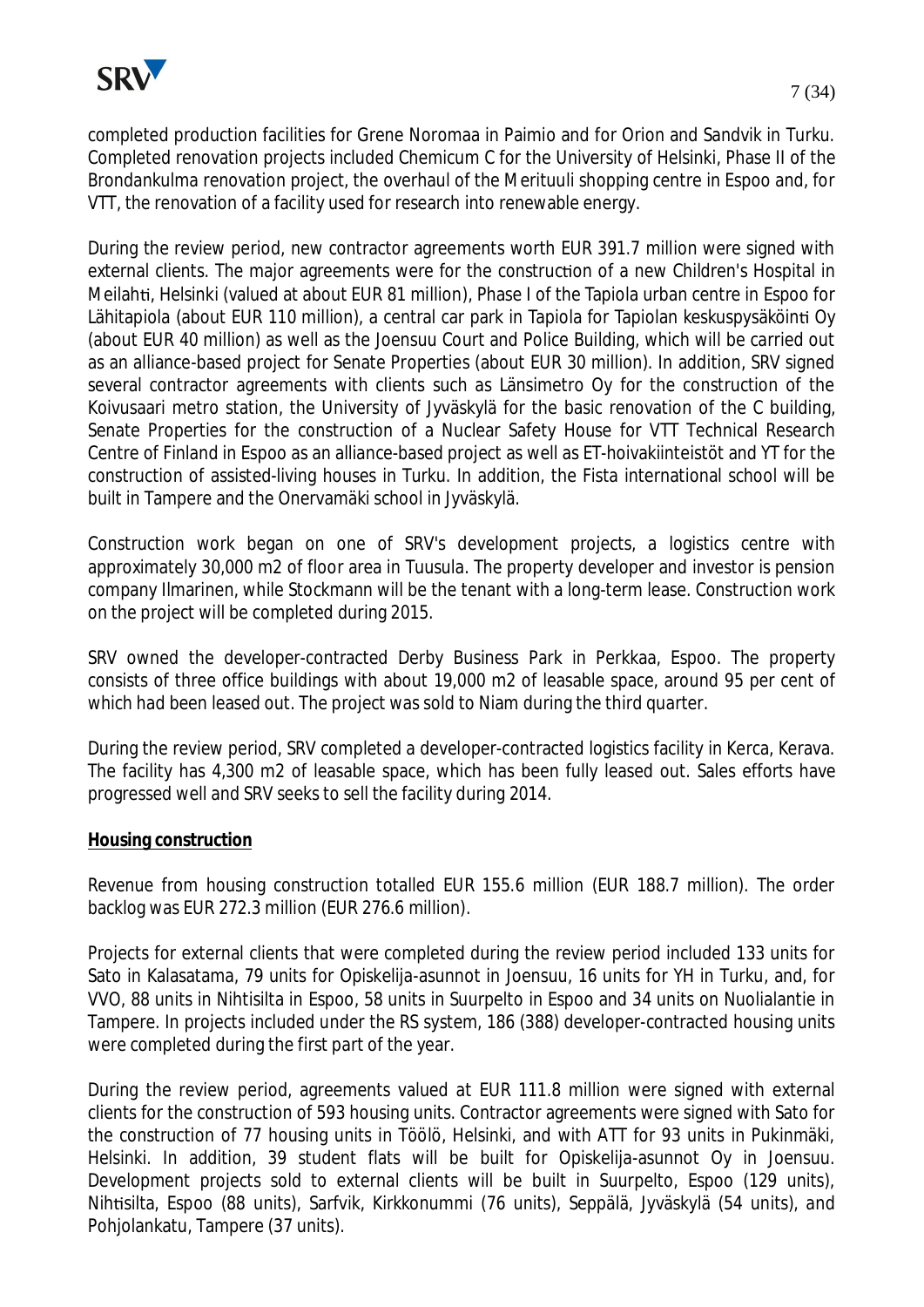completed production facilities for Grene Noromaa in Paimio and for Orion and Sandvik in Turku. Completed renovation projects included Chemicum C for the University of Helsinki, Phase II of the Brondankulma renovation project, the overhaul of the Merituuli shopping centre in Espoo and, for VTT, the renovation of a facility used for research into renewable energy.

During the review period, new contractor agreements worth EUR 391.7 million were signed with external clients. The major agreements were for the construction of a new Children's Hospital in Meilahti, Helsinki (valued at about EUR 81 million), Phase I of the Tapiola urban centre in Espoo for Lähitapiola (about EUR 110 million), a central car park in Tapiola for Tapiolan keskuspysäköinti Oy (about EUR 40 million) as well as the Joensuu Court and Police Building, which will be carried out as an alliance-based project for Senate Properties (about EUR 30 million). In addition, SRV signed several contractor agreements with clients such as Länsimetro Oy for the construction of the Koivusaari metro station, the University of Jyväskylä for the basic renovation of the C building, Senate Properties for the construction of a Nuclear Safety House for VTT Technical Research Centre of Finland in Espoo as an alliance-based project as well as ET-hoivakiinteistöt and YT for the construction of assisted-living houses in Turku. In addition, the Fista international school will be built in Tampere and the Onervamäki school in Jyväskylä.

Construction work began on one of SRV's development projects, a logistics centre with approximately 30,000 m2 of floor area in Tuusula. The property developer and investor is pension company Ilmarinen, while Stockmann will be the tenant with a long-term lease. Construction work on the project will be completed during 2015.

SRV owned the developer-contracted Derby Business Park in Perkkaa, Espoo. The property consists of three office buildings with about 19,000 m2 of leasable space, around 95 per cent of which had been leased out. The project was sold to Niam during the third quarter.

During the review period, SRV completed a developer-contracted logistics facility in Kerca, Kerava. The facility has 4,300 m2 of leasable space, which has been fully leased out. Sales efforts have progressed well and SRV seeks to sell the facility during 2014.

**Housing construction**

Revenue from housing construction totalled EUR 155.6 million (EUR 188.7 million). The order backlog was EUR 272.3 million (EUR 276.6 million).

Projects for external clients that were completed during the review period included 133 units for Sato in Kalasatama, 79 units for Opiskelija-asunnot in Joensuu, 16 units for YH in Turku, and, for VVO, 88 units in Nihtisilta in Espoo, 58 units in Suurpelto in Espoo and 34 units on Nuolialantie in Tampere. In projects included under the RS system, 186 (388) developer-contracted housing units were completed during the first part of the year.

During the review period, agreements valued at EUR 111.8 million were signed with external clients for the construction of 593 housing units. Contractor agreements were signed with Sato for the construction of 77 housing units in Töölö, Helsinki, and with ATT for 93 units in Pukinmäki, Helsinki. In addition, 39 student flats will be built for Opiskelija-asunnot Oy in Joensuu. Development projects sold to external clients will be built in Suurpelto, Espoo (129 units), Nihtisilta, Espoo (88 units), Sarfvik, Kirkkonummi (76 units), Seppälä, Jyväskylä (54 units), and Pohjolankatu, Tampere (37 units).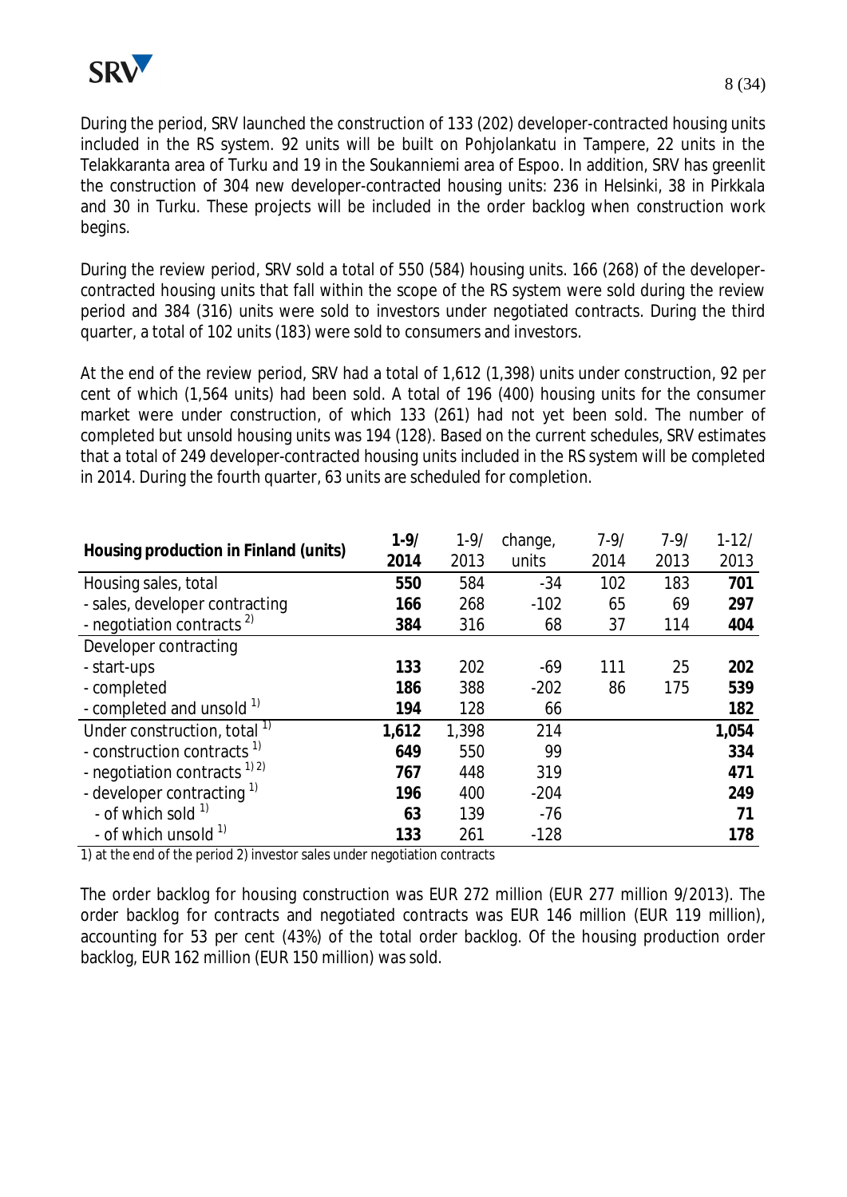During the period, SRV launched the construction of 133 (202) developer-contracted housing units included in the RS system. 92 units will be built on Pohjolankatu in Tampere, 22 units in the Telakkaranta area of Turku and 19 in the Soukanniemi area of Espoo. In addition, SRV has greenlit the construction of 304 new developer-contracted housing units: 236 in Helsinki, 38 in Pirkkala and 30 in Turku. These projects will be included in the order backlog when construction work begins.

During the review period, SRV sold a total of 550 (584) housing units. 166 (268) of the developer-contracted housing units that fall within the scope of the RS system were sold during the review period and 384 (316) units were sold to investors under negotiated contracts. During the third quarter, a total of 102 units (183) were sold to consumers and investors.

At the end of the review period, SRV had a total of 1,612 (1,398) units under construction, 92 per cent of which (1,564 units) had been sold. A total of 196 (400) housing units for the consumer market were under construction, of which 133 (261) had not yet been sold. The number of completed but unsold housing units was 194 (128). Based on the current schedules, SRV estimates that a total of 249 developer-contracted housing units included in the RS system will be completed in 2014. During the fourth quarter, 63 units are scheduled for completion.

| Housing production in Finland (units) | 1-9/ 2014 | 1-9/ 2013 | change, units | 7-9/ 2014 | 7-9/ 2013 | 1-12/ 2013 |
|---|---|---|---|---|---|---|
| Housing sales, total | **550** | 584 | -34 | 102 | 183 | **701** |
| - sales, developer contracting | **166** | 268 | -102 | 65 | 69 | **297** |
| - negotiation contracts [2] | **384** | 316 | 68 | 37 | 114 | **404** |
| Developer contracting | | | | | | |
| - start-ups | **133** | 202 | -69 | 111 | 25 | **202** |
| - completed | **186** | 388 | -202 | 86 | 175 | **539** |
| - completed and unsold [1] | **194** | 128 | 66 | | | **182** |
| Under construction, total [1] | **1,612** | 1,398 | 214 | | | **1,054** |
| - construction contracts [1] | **649** | 550 | 99 | | | **334** |
| - negotiation contracts [1) 2] | **767** | 448 | 319 | | | **471** |
| - developer contracting [1] | **196** | 400 | -204 | | | **249** |
| - of which sold [1] | **63** | 139 | -76 | | | **71** |
| - of which unsold [1] | **133** | 261 | -128 | | | **178** |

1) at the end of the period 2) investor sales under negotiation contracts

The order backlog for housing construction was EUR 272 million (EUR 277 million 9/2013). The order backlog for contracts and negotiated contracts was EUR 146 million (EUR 119 million), accounting for 53 per cent (43%) of the total order backlog. Of the housing production order backlog, EUR 162 million (EUR 150 million) was sold.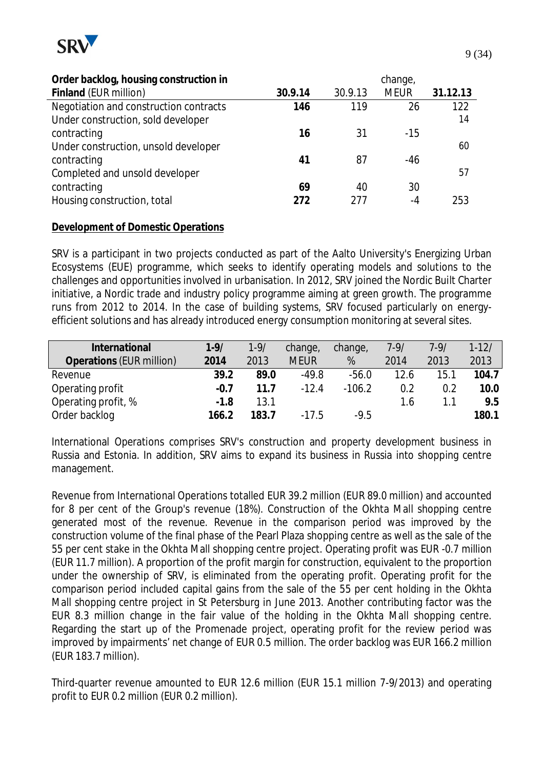| Order backlog, housing construction in Finland (EUR million) | 30.9.14 | 30.9.13 | change, MEUR | 31.12.13 |
|---|---|---|---|---|
| Negotiation and construction contracts | **146** | 119 | 26 | 122 |
| Under construction, sold developer contracting | **16** | 31 | -15 | 14 |
| Under construction, unsold developer contracting | **41** | 87 | -46 | 60 |
| Completed and unsold developer contracting | **69** | 40 | 30 | 57 |
| Housing construction, total | **272** | 277 | -4 | 253 |

**Development of Domestic Operations**

SRV is a participant in two projects conducted as part of the Aalto University's Energizing Urban Ecosystems (EUE) programme, which seeks to identify operating models and solutions to the challenges and opportunities involved in urbanisation. In 2012, SRV joined the Nordic Built Charter initiative, a Nordic trade and industry policy programme aiming at green growth. The programme runs from 2012 to 2014. In the case of building systems, SRV focused particularly on energy-efficient solutions and has already introduced energy consumption monitoring at several sites.

| International Operations (EUR million) | 1-9/ 2014 | 1-9/ 2013 | change, MEUR | change, % | 7-9/ 2014 | 7-9/ 2013 | 1-12/ 2013 |
|---|---|---|---|---|---|---|---|
| Revenue | **39.2** | **89.0** | -49.8 | -56.0 | 12.6 | 15.1 | **104.7** |
| Operating profit | **-0.7** | **11.7** | -12.4 | -106.2 | 0.2 | 0.2 | **10.0** |
| Operating profit, % | **-1.8** | 13.1 | | | 1.6 | 1.1 | **9.5** |
| Order backlog | **166.2** | **183.7** | -17.5 | -9.5 | | | **180.1** |

International Operations comprises SRV's construction and property development business in Russia and Estonia. In addition, SRV aims to expand its business in Russia into shopping centre management.

Revenue from International Operations totalled EUR 39.2 million (EUR 89.0 million) and accounted for 8 per cent of the Group's revenue (18%). Construction of the Okhta Mall shopping centre generated most of the revenue. Revenue in the comparison period was improved by the construction volume of the final phase of the Pearl Plaza shopping centre as well as the sale of the 55 per cent stake in the Okhta Mall shopping centre project. Operating profit was EUR -0.7 million (EUR 11.7 million). A proportion of the profit margin for construction, equivalent to the proportion under the ownership of SRV, is eliminated from the operating profit. Operating profit for the comparison period included capital gains from the sale of the 55 per cent holding in the Okhta Mall shopping centre project in St Petersburg in June 2013. Another contributing factor was the EUR 8.3 million change in the fair value of the holding in the Okhta Mall shopping centre. Regarding the start up of the Promenade project, operating profit for the review period was improved by impairments' net change of EUR 0.5 million. The order backlog was EUR 166.2 million (EUR 183.7 million).

Third-quarter revenue amounted to EUR 12.6 million (EUR 15.1 million 7-9/2013) and operating profit to EUR 0.2 million (EUR 0.2 million).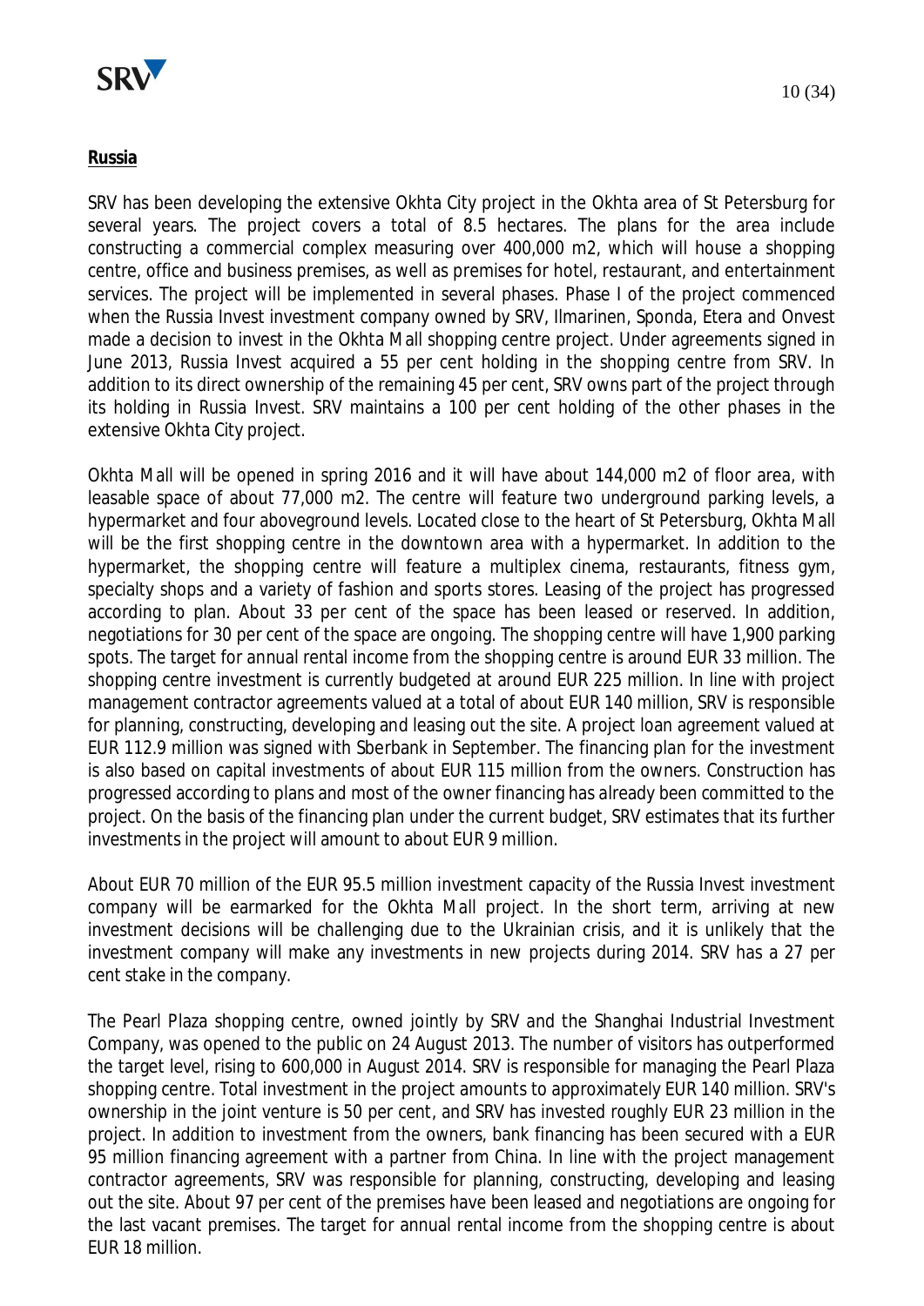**Russia**

SRV has been developing the extensive Okhta City project in the Okhta area of St Petersburg for several years. The project covers a total of 8.5 hectares. The plans for the area include constructing a commercial complex measuring over 400,000 m2, which will house a shopping centre, office and business premises, as well as premises for hotel, restaurant, and entertainment services. The project will be implemented in several phases. Phase I of the project commenced when the Russia Invest investment company owned by SRV, Ilmarinen, Sponda, Etera and Onvest made a decision to invest in the Okhta Mall shopping centre project. Under agreements signed in June 2013, Russia Invest acquired a 55 per cent holding in the shopping centre from SRV. In addition to its direct ownership of the remaining 45 per cent, SRV owns part of the project through its holding in Russia Invest. SRV maintains a 100 per cent holding of the other phases in the extensive Okhta City project.

Okhta Mall will be opened in spring 2016 and it will have about 144,000 m2 of floor area, with leasable space of about 77,000 m2. The centre will feature two underground parking levels, a hypermarket and four aboveground levels. Located close to the heart of St Petersburg, Okhta Mall will be the first shopping centre in the downtown area with a hypermarket. In addition to the hypermarket, the shopping centre will feature a multiplex cinema, restaurants, fitness gym, specialty shops and a variety of fashion and sports stores. Leasing of the project has progressed according to plan. About 33 per cent of the space has been leased or reserved. In addition, negotiations for 30 per cent of the space are ongoing. The shopping centre will have 1,900 parking spots. The target for annual rental income from the shopping centre is around EUR 33 million. The shopping centre investment is currently budgeted at around EUR 225 million. In line with project management contractor agreements valued at a total of about EUR 140 million, SRV is responsible for planning, constructing, developing and leasing out the site. A project loan agreement valued at EUR 112.9 million was signed with Sberbank in September. The financing plan for the investment is also based on capital investments of about EUR 115 million from the owners. Construction has progressed according to plans and most of the owner financing has already been committed to the project. On the basis of the financing plan under the current budget, SRV estimates that its further investments in the project will amount to about EUR 9 million.

About EUR 70 million of the EUR 95.5 million investment capacity of the Russia Invest investment company will be earmarked for the Okhta Mall project. In the short term, arriving at new investment decisions will be challenging due to the Ukrainian crisis, and it is unlikely that the investment company will make any investments in new projects during 2014. SRV has a 27 per cent stake in the company.

The Pearl Plaza shopping centre, owned jointly by SRV and the Shanghai Industrial Investment Company, was opened to the public on 24 August 2013. The number of visitors has outperformed the target level, rising to 600,000 in August 2014. SRV is responsible for managing the Pearl Plaza shopping centre. Total investment in the project amounts to approximately EUR 140 million. SRV's ownership in the joint venture is 50 per cent, and SRV has invested roughly EUR 23 million in the project. In addition to investment from the owners, bank financing has been secured with a EUR 95 million financing agreement with a partner from China. In line with the project management contractor agreements, SRV was responsible for planning, constructing, developing and leasing out the site. About 97 per cent of the premises have been leased and negotiations are ongoing for the last vacant premises. The target for annual rental income from the shopping centre is about EUR 18 million.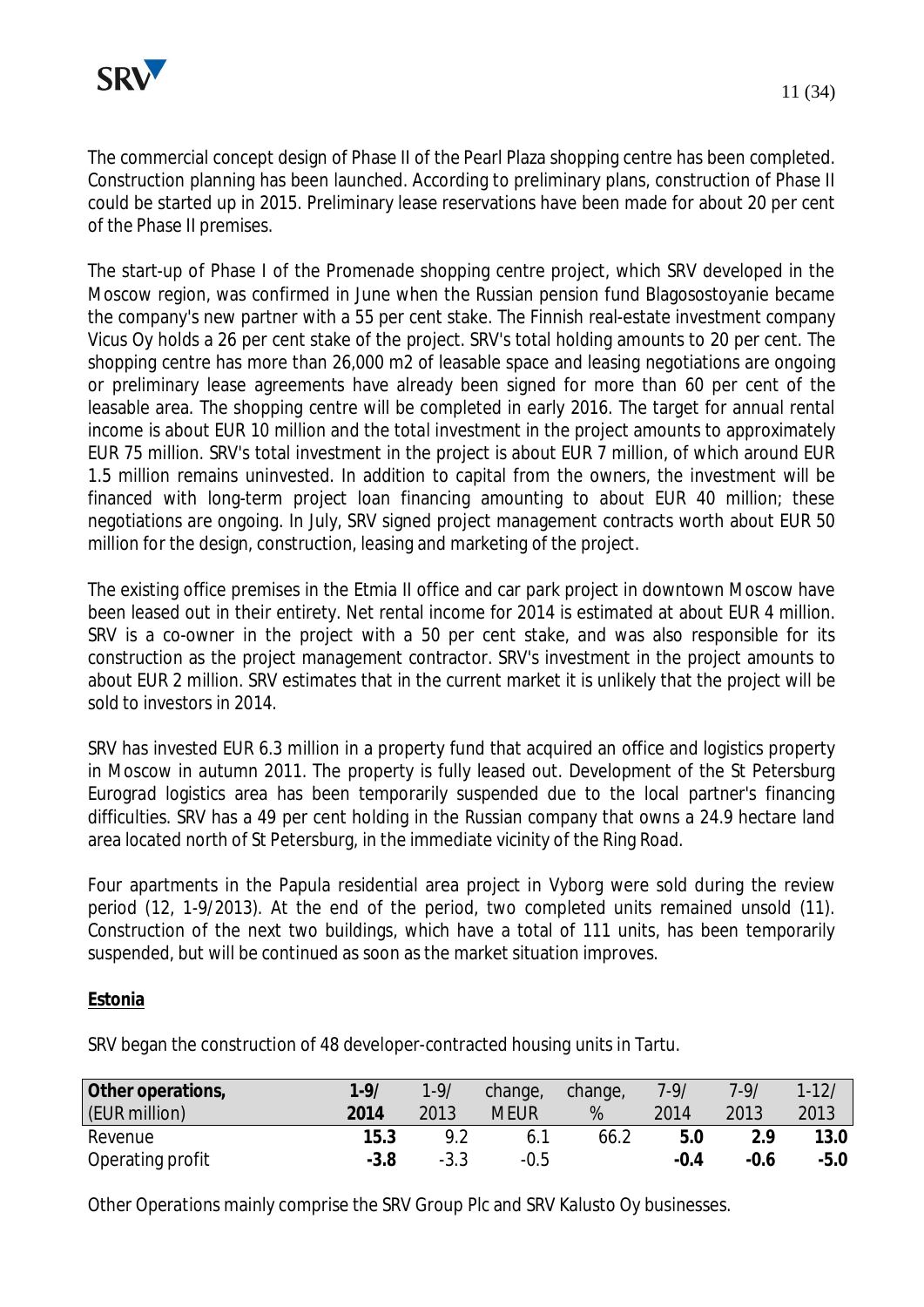The commercial concept design of Phase II of the Pearl Plaza shopping centre has been completed. Construction planning has been launched. According to preliminary plans, construction of Phase II could be started up in 2015. Preliminary lease reservations have been made for about 20 per cent of the Phase II premises.

The start-up of Phase I of the Promenade shopping centre project, which SRV developed in the Moscow region, was confirmed in June when the Russian pension fund Blagosostoyanie became the company's new partner with a 55 per cent stake. The Finnish real-estate investment company Vicus Oy holds a 26 per cent stake of the project. SRV's total holding amounts to 20 per cent. The shopping centre has more than 26,000 m2 of leasable space and leasing negotiations are ongoing or preliminary lease agreements have already been signed for more than 60 per cent of the leasable area. The shopping centre will be completed in early 2016. The target for annual rental income is about EUR 10 million and the total investment in the project amounts to approximately EUR 75 million. SRV's total investment in the project is about EUR 7 million, of which around EUR 1.5 million remains uninvested. In addition to capital from the owners, the investment will be financed with long-term project loan financing amounting to about EUR 40 million; these negotiations are ongoing. In July, SRV signed project management contracts worth about EUR 50 million for the design, construction, leasing and marketing of the project.

The existing office premises in the Etmia II office and car park project in downtown Moscow have been leased out in their entirety. Net rental income for 2014 is estimated at about EUR 4 million. SRV is a co-owner in the project with a 50 per cent stake, and was also responsible for its construction as the project management contractor. SRV's investment in the project amounts to about EUR 2 million. SRV estimates that in the current market it is unlikely that the project will be sold to investors in 2014.

SRV has invested EUR 6.3 million in a property fund that acquired an office and logistics property in Moscow in autumn 2011. The property is fully leased out. Development of the St Petersburg Eurograd logistics area has been temporarily suspended due to the local partner's financing difficulties. SRV has a 49 per cent holding in the Russian company that owns a 24.9 hectare land area located north of St Petersburg, in the immediate vicinity of the Ring Road.

Four apartments in the Papula residential area project in Vyborg were sold during the review period (12, 1-9/2013). At the end of the period, two completed units remained unsold (11). Construction of the next two buildings, which have a total of 111 units, has been temporarily suspended, but will be continued as soon as the market situation improves.

**Estonia**

SRV began the construction of 48 developer-contracted housing units in Tartu.

| **Other operations,** (EUR million) | **1-9/ 2014** | 1-9/ 2013 | change, MEUR | change, % | **7-9/ 2014** | 7-9/ 2013 | 1-12/ 2013 |
|---|---|---|---|---|---|---|---|
| Revenue | **15.3** | 9.2 | 6.1 | 66.2 | **5.0** | 2.9 | 13.0 |
| Operating profit | **-3.8** | -3.3 | -0.5 | | **-0.4** | -0.6 | -5.0 |

Other Operations mainly comprise the SRV Group Plc and SRV Kalusto Oy businesses.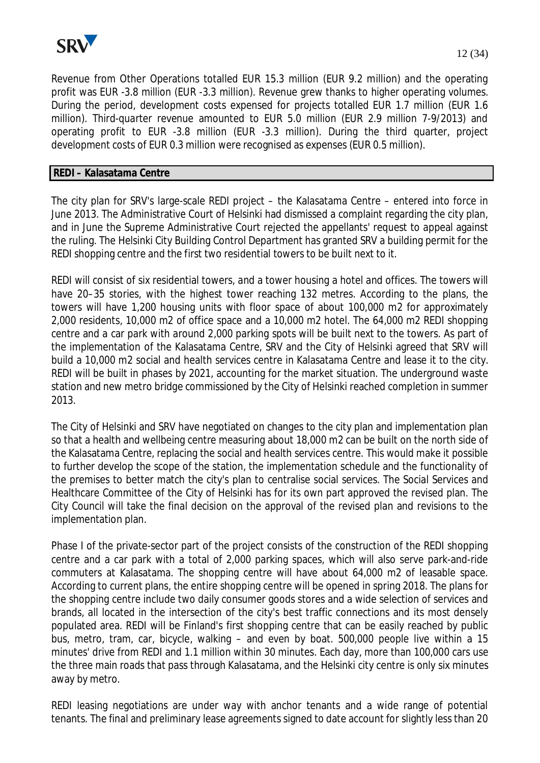Revenue from Other Operations totalled EUR 15.3 million (EUR 9.2 million) and the operating profit was EUR -3.8 million (EUR -3.3 million). Revenue grew thanks to higher operating volumes. During the period, development costs expensed for projects totalled EUR 1.7 million (EUR 1.6 million). Third-quarter revenue amounted to EUR 5.0 million (EUR 2.9 million 7-9/2013) and operating profit to EUR -3.8 million (EUR -3.3 million). During the third quarter, project development costs of EUR 0.3 million were recognised as expenses (EUR 0.5 million).

## REDI – Kalasatama Centre

The city plan for SRV's large-scale REDI project – the Kalasatama Centre – entered into force in June 2013. The Administrative Court of Helsinki had dismissed a complaint regarding the city plan, and in June the Supreme Administrative Court rejected the appellants' request to appeal against the ruling. The Helsinki City Building Control Department has granted SRV a building permit for the REDI shopping centre and the first two residential towers to be built next to it.

REDI will consist of six residential towers, and a tower housing a hotel and offices. The towers will have 20–35 stories, with the highest tower reaching 132 metres. According to the plans, the towers will have 1,200 housing units with floor space of about 100,000 m2 for approximately 2,000 residents, 10,000 m2 of office space and a 10,000 m2 hotel. The 64,000 m2 REDI shopping centre and a car park with around 2,000 parking spots will be built next to the towers. As part of the implementation of the Kalasatama Centre, SRV and the City of Helsinki agreed that SRV will build a 10,000 m2 social and health services centre in Kalasatama Centre and lease it to the city. REDI will be built in phases by 2021, accounting for the market situation. The underground waste station and new metro bridge commissioned by the City of Helsinki reached completion in summer 2013.

The City of Helsinki and SRV have negotiated on changes to the city plan and implementation plan so that a health and wellbeing centre measuring about 18,000 m2 can be built on the north side of the Kalasatama Centre, replacing the social and health services centre. This would make it possible to further develop the scope of the station, the implementation schedule and the functionality of the premises to better match the city's plan to centralise social services. The Social Services and Healthcare Committee of the City of Helsinki has for its own part approved the revised plan. The City Council will take the final decision on the approval of the revised plan and revisions to the implementation plan.

Phase I of the private-sector part of the project consists of the construction of the REDI shopping centre and a car park with a total of 2,000 parking spaces, which will also serve park-and-ride commuters at Kalasatama. The shopping centre will have about 64,000 m2 of leasable space. According to current plans, the entire shopping centre will be opened in spring 2018. The plans for the shopping centre include two daily consumer goods stores and a wide selection of services and brands, all located in the intersection of the city's best traffic connections and its most densely populated area. REDI will be Finland's first shopping centre that can be easily reached by public bus, metro, tram, car, bicycle, walking – and even by boat. 500,000 people live within a 15 minutes' drive from REDI and 1.1 million within 30 minutes. Each day, more than 100,000 cars use the three main roads that pass through Kalasatama, and the Helsinki city centre is only six minutes away by metro.

REDI leasing negotiations are under way with anchor tenants and a wide range of potential tenants. The final and preliminary lease agreements signed to date account for slightly less than 20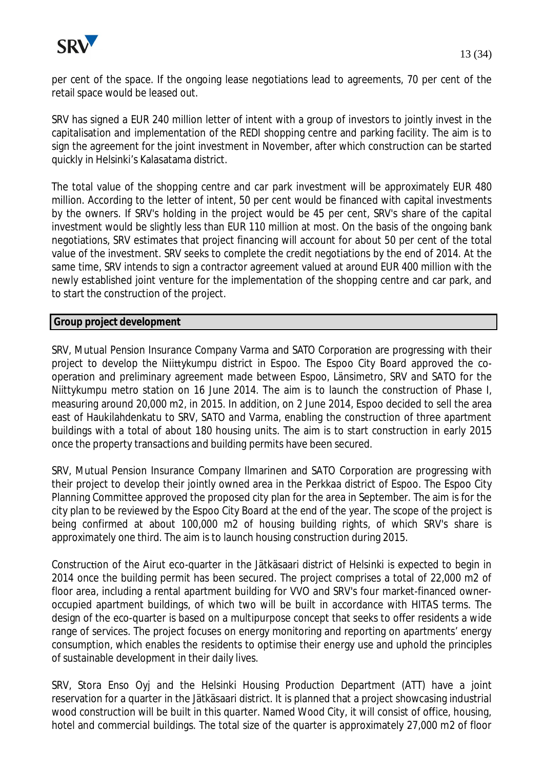per cent of the space. If the ongoing lease negotiations lead to agreements, 70 per cent of the retail space would be leased out.

SRV has signed a EUR 240 million letter of intent with a group of investors to jointly invest in the capitalisation and implementation of the REDI shopping centre and parking facility. The aim is to sign the agreement for the joint investment in November, after which construction can be started quickly in Helsinki's Kalasatama district.

The total value of the shopping centre and car park investment will be approximately EUR 480 million. According to the letter of intent, 50 per cent would be financed with capital investments by the owners. If SRV's holding in the project would be 45 per cent, SRV's share of the capital investment would be slightly less than EUR 110 million at most. On the basis of the ongoing bank negotiations, SRV estimates that project financing will account for about 50 per cent of the total value of the investment. SRV seeks to complete the credit negotiations by the end of 2014. At the same time, SRV intends to sign a contractor agreement valued at around EUR 400 million with the newly established joint venture for the implementation of the shopping centre and car park, and to start the construction of the project.

## Group project development

SRV, Mutual Pension Insurance Company Varma and SATO Corporation are progressing with their project to develop the Niittykumpu district in Espoo. The Espoo City Board approved the co-operation and preliminary agreement made between Espoo, Länsimetro, SRV and SATO for the Niittykumpu metro station on 16 June 2014. The aim is to launch the construction of Phase I, measuring around 20,000 m2, in 2015. In addition, on 2 June 2014, Espoo decided to sell the area east of Haukilahdenkatu to SRV, SATO and Varma, enabling the construction of three apartment buildings with a total of about 180 housing units. The aim is to start construction in early 2015 once the property transactions and building permits have been secured.

SRV, Mutual Pension Insurance Company Ilmarinen and SATO Corporation are progressing with their project to develop their jointly owned area in the Perkkaa district of Espoo. The Espoo City Planning Committee approved the proposed city plan for the area in September. The aim is for the city plan to be reviewed by the Espoo City Board at the end of the year. The scope of the project is being confirmed at about 100,000 m2 of housing building rights, of which SRV's share is approximately one third. The aim is to launch housing construction during 2015.

Construction of the Airut eco-quarter in the Jätkäsaari district of Helsinki is expected to begin in 2014 once the building permit has been secured. The project comprises a total of 22,000 m2 of floor area, including a rental apartment building for VVO and SRV's four market-financed owner-occupied apartment buildings, of which two will be built in accordance with HITAS terms. The design of the eco-quarter is based on a multipurpose concept that seeks to offer residents a wide range of services. The project focuses on energy monitoring and reporting on apartments' energy consumption, which enables the residents to optimise their energy use and uphold the principles of sustainable development in their daily lives.

SRV, Stora Enso Oyj and the Helsinki Housing Production Department (ATT) have a joint reservation for a quarter in the Jätkäsaari district. It is planned that a project showcasing industrial wood construction will be built in this quarter. Named Wood City, it will consist of office, housing, hotel and commercial buildings. The total size of the quarter is approximately 27,000 m2 of floor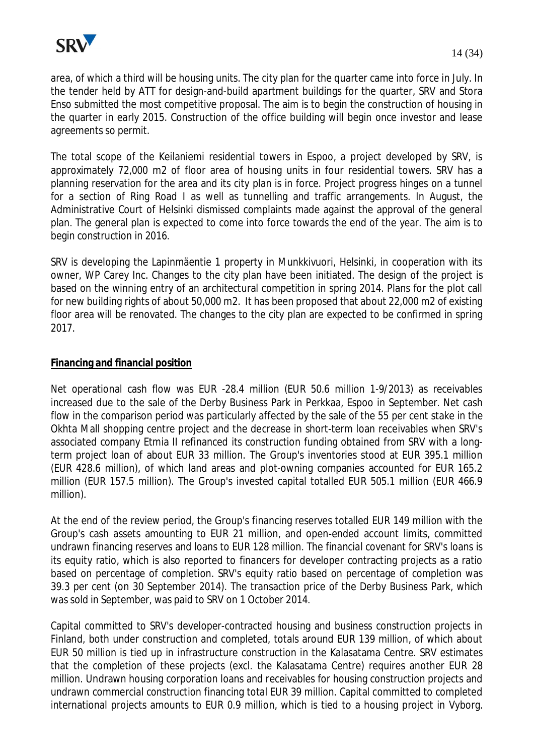area, of which a third will be housing units. The city plan for the quarter came into force in July. In the tender held by ATT for design-and-build apartment buildings for the quarter, SRV and Stora Enso submitted the most competitive proposal. The aim is to begin the construction of housing in the quarter in early 2015. Construction of the office building will begin once investor and lease agreements so permit.

The total scope of the Keilaniemi residential towers in Espoo, a project developed by SRV, is approximately 72,000 m2 of floor area of housing units in four residential towers. SRV has a planning reservation for the area and its city plan is in force. Project progress hinges on a tunnel for a section of Ring Road I as well as tunnelling and traffic arrangements. In August, the Administrative Court of Helsinki dismissed complaints made against the approval of the general plan. The general plan is expected to come into force towards the end of the year. The aim is to begin construction in 2016.

SRV is developing the Lapinmäentie 1 property in Munkkivuori, Helsinki, in cooperation with its owner, WP Carey Inc. Changes to the city plan have been initiated. The design of the project is based on the winning entry of an architectural competition in spring 2014. Plans for the plot call for new building rights of about 50,000 m2. It has been proposed that about 22,000 m2 of existing floor area will be renovated. The changes to the city plan are expected to be confirmed in spring 2017.

## Financing and financial position

Net operational cash flow was EUR -28.4 million (EUR 50.6 million 1-9/2013) as receivables increased due to the sale of the Derby Business Park in Perkkaa, Espoo in September. Net cash flow in the comparison period was particularly affected by the sale of the 55 per cent stake in the Okhta Mall shopping centre project and the decrease in short-term loan receivables when SRV's associated company Etmia II refinanced its construction funding obtained from SRV with a long-term project loan of about EUR 33 million. The Group's inventories stood at EUR 395.1 million (EUR 428.6 million), of which land areas and plot-owning companies accounted for EUR 165.2 million (EUR 157.5 million). The Group's invested capital totalled EUR 505.1 million (EUR 466.9 million).

At the end of the review period, the Group's financing reserves totalled EUR 149 million with the Group's cash assets amounting to EUR 21 million, and open-ended account limits, committed undrawn financing reserves and loans to EUR 128 million. The financial covenant for SRV's loans is its equity ratio, which is also reported to financers for developer contracting projects as a ratio based on percentage of completion. SRV's equity ratio based on percentage of completion was 39.3 per cent (on 30 September 2014). The transaction price of the Derby Business Park, which was sold in September, was paid to SRV on 1 October 2014.

Capital committed to SRV's developer-contracted housing and business construction projects in Finland, both under construction and completed, totals around EUR 139 million, of which about EUR 50 million is tied up in infrastructure construction in the Kalasatama Centre. SRV estimates that the completion of these projects (excl. the Kalasatama Centre) requires another EUR 28 million. Undrawn housing corporation loans and receivables for housing construction projects and undrawn commercial construction financing total EUR 39 million. Capital committed to completed international projects amounts to EUR 0.9 million, which is tied to a housing project in Vyborg.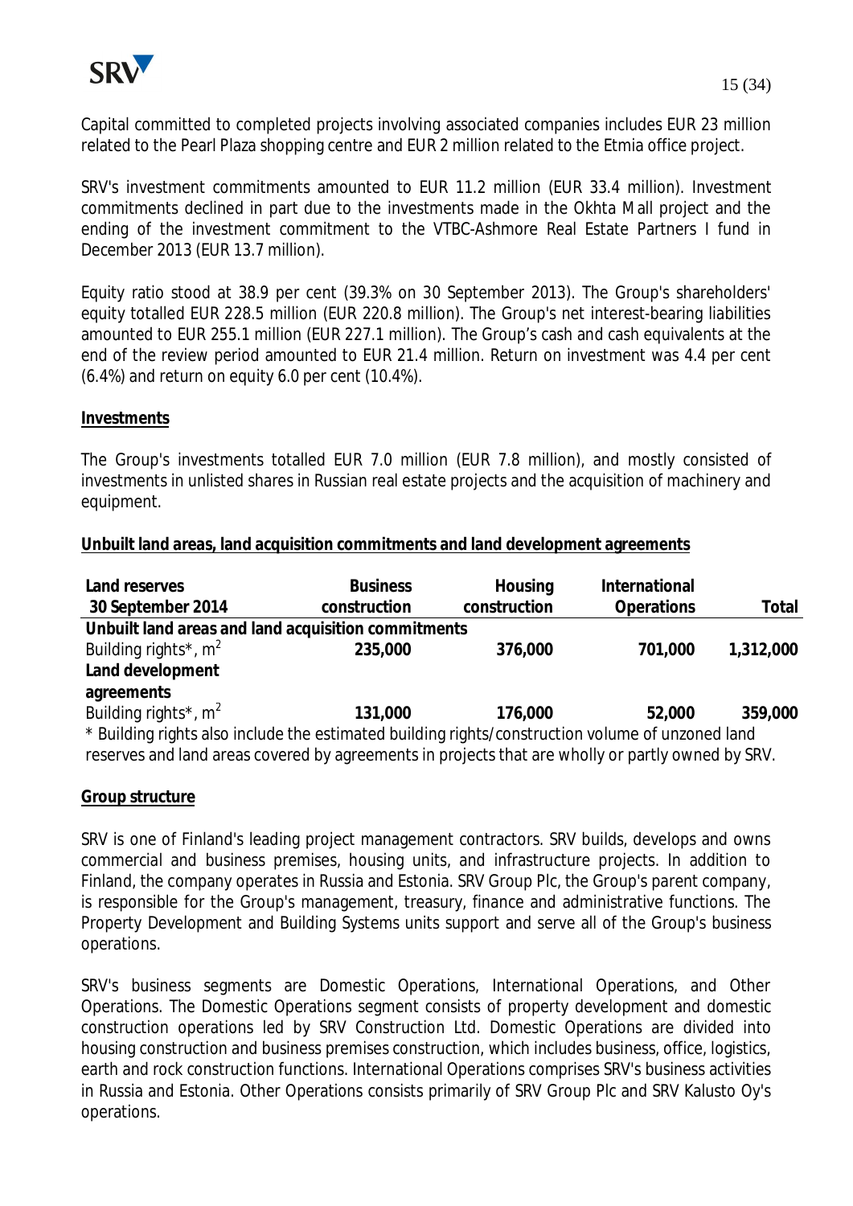Capital committed to completed projects involving associated companies includes EUR 23 million related to the Pearl Plaza shopping centre and EUR 2 million related to the Etmia office project.

SRV's investment commitments amounted to EUR 11.2 million (EUR 33.4 million). Investment commitments declined in part due to the investments made in the Okhta Mall project and the ending of the investment commitment to the VTBC-Ashmore Real Estate Partners I fund in December 2013 (EUR 13.7 million).

Equity ratio stood at 38.9 per cent (39.3% on 30 September 2013). The Group's shareholders' equity totalled EUR 228.5 million (EUR 220.8 million). The Group's net interest-bearing liabilities amounted to EUR 255.1 million (EUR 227.1 million). The Group's cash and cash equivalents at the end of the review period amounted to EUR 21.4 million. Return on investment was 4.4 per cent (6.4%) and return on equity 6.0 per cent (10.4%).

**Investments**

The Group's investments totalled EUR 7.0 million (EUR 7.8 million), and mostly consisted of investments in unlisted shares in Russian real estate projects and the acquisition of machinery and equipment.

**Unbuilt land areas, land acquisition commitments and land development agreements**

| Land reserves 30 September 2014 | Business construction | Housing construction | International Operations | Total |
|---|---|---|---|---|
| **Unbuilt land areas and land acquisition commitments** | | | | |
| Building rights*, $m^2$ | **235,000** | **376,000** | **701,000** | **1,312,000** |
| **Land development agreements** | | | | |
| Building rights*, $m^2$ | **131,000** | **176,000** | **52,000** | **359,000** |

\* Building rights also include the estimated building rights/construction volume of unzoned land reserves and land areas covered by agreements in projects that are wholly or partly owned by SRV.

**Group structure**

SRV is one of Finland's leading project management contractors. SRV builds, develops and owns commercial and business premises, housing units, and infrastructure projects. In addition to Finland, the company operates in Russia and Estonia. SRV Group Plc, the Group's parent company, is responsible for the Group's management, treasury, finance and administrative functions. The Property Development and Building Systems units support and serve all of the Group's business operations.

SRV's business segments are Domestic Operations, International Operations, and Other Operations. The Domestic Operations segment consists of property development and domestic construction operations led by SRV Construction Ltd. Domestic Operations are divided into housing construction and business premises construction, which includes business, office, logistics, earth and rock construction functions. International Operations comprises SRV's business activities in Russia and Estonia. Other Operations consists primarily of SRV Group Plc and SRV Kalusto Oy's operations.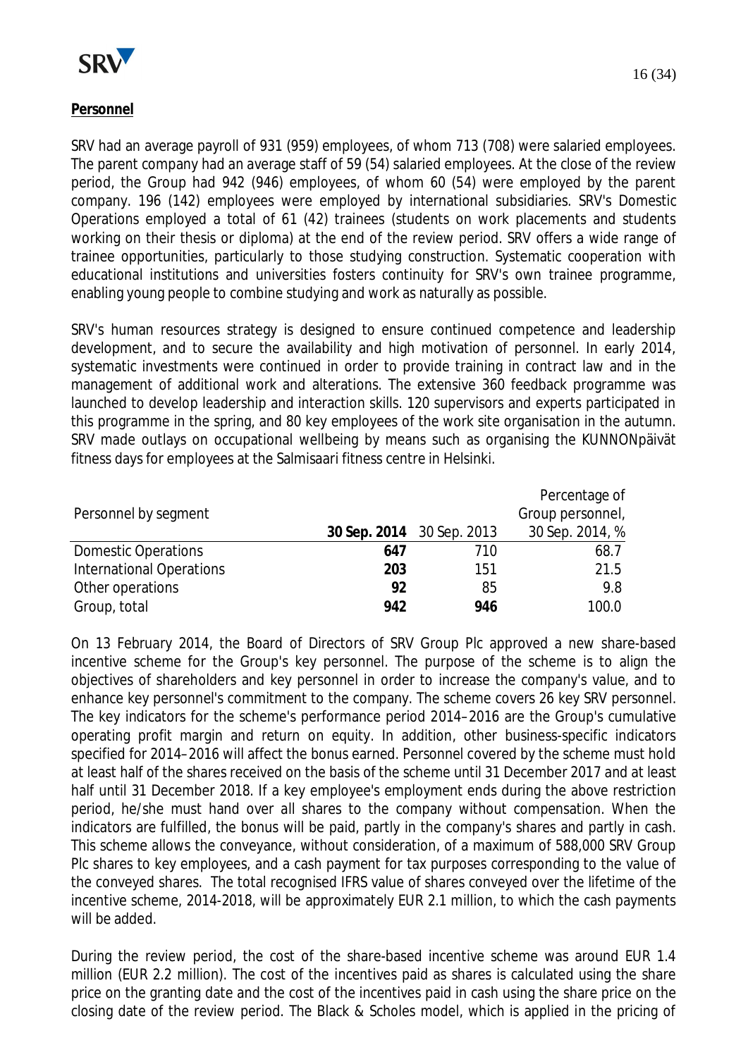## Personnel

SRV had an average payroll of 931 (959) employees, of whom 713 (708) were salaried employees. The parent company had an average staff of 59 (54) salaried employees. At the close of the review period, the Group had 942 (946) employees, of whom 60 (54) were employed by the parent company. 196 (142) employees were employed by international subsidiaries. SRV's Domestic Operations employed a total of 61 (42) trainees (students on work placements and students working on their thesis or diploma) at the end of the review period. SRV offers a wide range of trainee opportunities, particularly to those studying construction. Systematic cooperation with educational institutions and universities fosters continuity for SRV's own trainee programme, enabling young people to combine studying and work as naturally as possible.

SRV's human resources strategy is designed to ensure continued competence and leadership development, and to secure the availability and high motivation of personnel. In early 2014, systematic investments were continued in order to provide training in contract law and in the management of additional work and alterations. The extensive 360 feedback programme was launched to develop leadership and interaction skills. 120 supervisors and experts participated in this programme in the spring, and 80 key employees of the work site organisation in the autumn. SRV made outlays on occupational wellbeing by means such as organising the KUNNONpäivät fitness days for employees at the Salmisaari fitness centre in Helsinki.

| Personnel by segment | **30 Sep. 2014** | 30 Sep. 2013 | Percentage of Group personnel, 30 Sep. 2014, % |
|---|---|---|---|
| Domestic Operations | **647** | 710 | 68.7 |
| International Operations | **203** | 151 | 21.5 |
| Other operations | **92** | 85 | 9.8 |
| Group, total | **942** | **946** | 100.0 |

On 13 February 2014, the Board of Directors of SRV Group Plc approved a new share-based incentive scheme for the Group's key personnel. The purpose of the scheme is to align the objectives of shareholders and key personnel in order to increase the company's value, and to enhance key personnel's commitment to the company. The scheme covers 26 key SRV personnel. The key indicators for the scheme's performance period 2014–2016 are the Group's cumulative operating profit margin and return on equity. In addition, other business-specific indicators specified for 2014–2016 will affect the bonus earned. Personnel covered by the scheme must hold at least half of the shares received on the basis of the scheme until 31 December 2017 and at least half until 31 December 2018. If a key employee's employment ends during the above restriction period, he/she must hand over all shares to the company without compensation. When the indicators are fulfilled, the bonus will be paid, partly in the company's shares and partly in cash. This scheme allows the conveyance, without consideration, of a maximum of 588,000 SRV Group Plc shares to key employees, and a cash payment for tax purposes corresponding to the value of the conveyed shares. The total recognised IFRS value of shares conveyed over the lifetime of the incentive scheme, 2014-2018, will be approximately EUR 2.1 million, to which the cash payments will be added.

During the review period, the cost of the share-based incentive scheme was around EUR 1.4 million (EUR 2.2 million). The cost of the incentives paid as shares is calculated using the share price on the granting date and the cost of the incentives paid in cash using the share price on the closing date of the review period. The Black & Scholes model, which is applied in the pricing of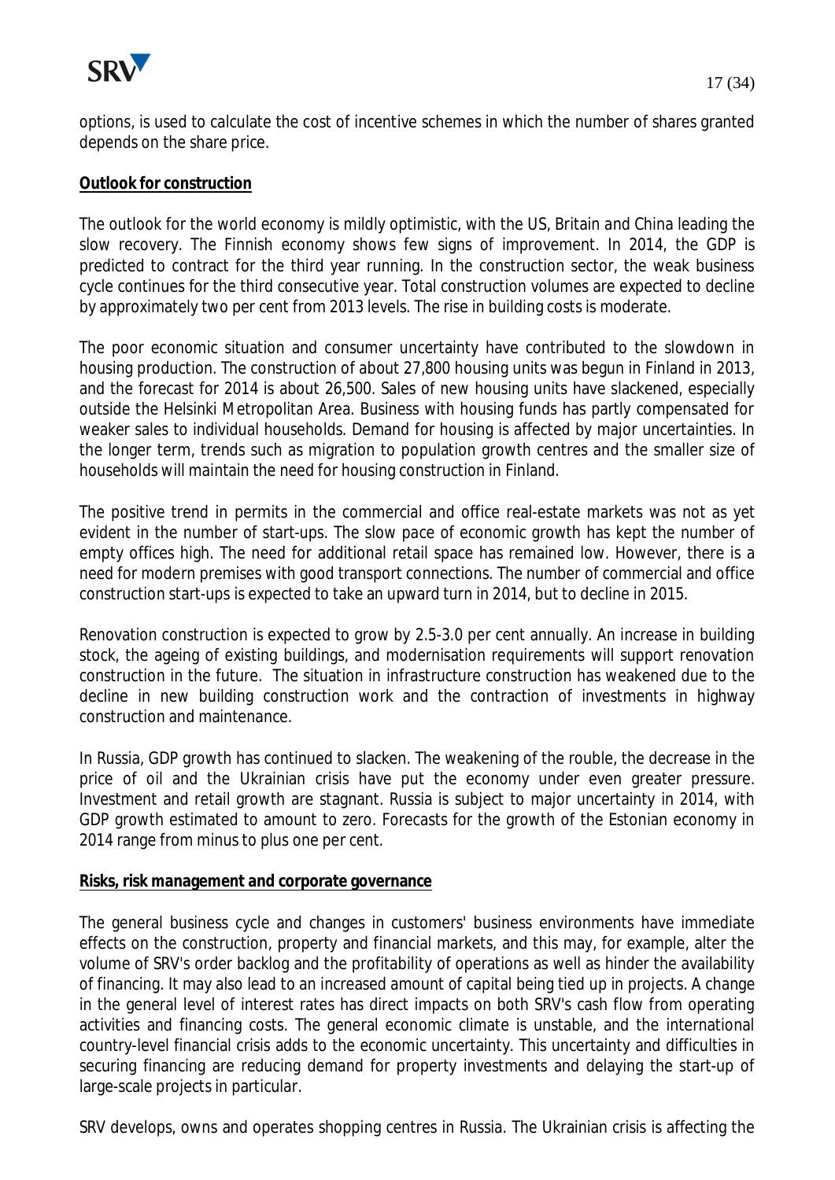options, is used to calculate the cost of incentive schemes in which the number of shares granted depends on the share price.

**Outlook for construction**

The outlook for the world economy is mildly optimistic, with the US, Britain and China leading the slow recovery. The Finnish economy shows few signs of improvement. In 2014, the GDP is predicted to contract for the third year running. In the construction sector, the weak business cycle continues for the third consecutive year. Total construction volumes are expected to decline by approximately two per cent from 2013 levels. The rise in building costs is moderate.

The poor economic situation and consumer uncertainty have contributed to the slowdown in housing production. The construction of about 27,800 housing units was begun in Finland in 2013, and the forecast for 2014 is about 26,500. Sales of new housing units have slackened, especially outside the Helsinki Metropolitan Area. Business with housing funds has partly compensated for weaker sales to individual households. Demand for housing is affected by major uncertainties. In the longer term, trends such as migration to population growth centres and the smaller size of households will maintain the need for housing construction in Finland.

The positive trend in permits in the commercial and office real-estate markets was not as yet evident in the number of start-ups. The slow pace of economic growth has kept the number of empty offices high. The need for additional retail space has remained low. However, there is a need for modern premises with good transport connections. The number of commercial and office construction start-ups is expected to take an upward turn in 2014, but to decline in 2015.

Renovation construction is expected to grow by 2.5-3.0 per cent annually. An increase in building stock, the ageing of existing buildings, and modernisation requirements will support renovation construction in the future. The situation in infrastructure construction has weakened due to the decline in new building construction work and the contraction of investments in highway construction and maintenance.

In Russia, GDP growth has continued to slacken. The weakening of the rouble, the decrease in the price of oil and the Ukrainian crisis have put the economy under even greater pressure. Investment and retail growth are stagnant. Russia is subject to major uncertainty in 2014, with GDP growth estimated to amount to zero. Forecasts for the growth of the Estonian economy in 2014 range from minus to plus one per cent.

**Risks, risk management and corporate governance**

The general business cycle and changes in customers' business environments have immediate effects on the construction, property and financial markets, and this may, for example, alter the volume of SRV's order backlog and the profitability of operations as well as hinder the availability of financing. It may also lead to an increased amount of capital being tied up in projects. A change in the general level of interest rates has direct impacts on both SRV's cash flow from operating activities and financing costs. The general economic climate is unstable, and the international country-level financial crisis adds to the economic uncertainty. This uncertainty and difficulties in securing financing are reducing demand for property investments and delaying the start-up of large-scale projects in particular.

SRV develops, owns and operates shopping centres in Russia. The Ukrainian crisis is affecting the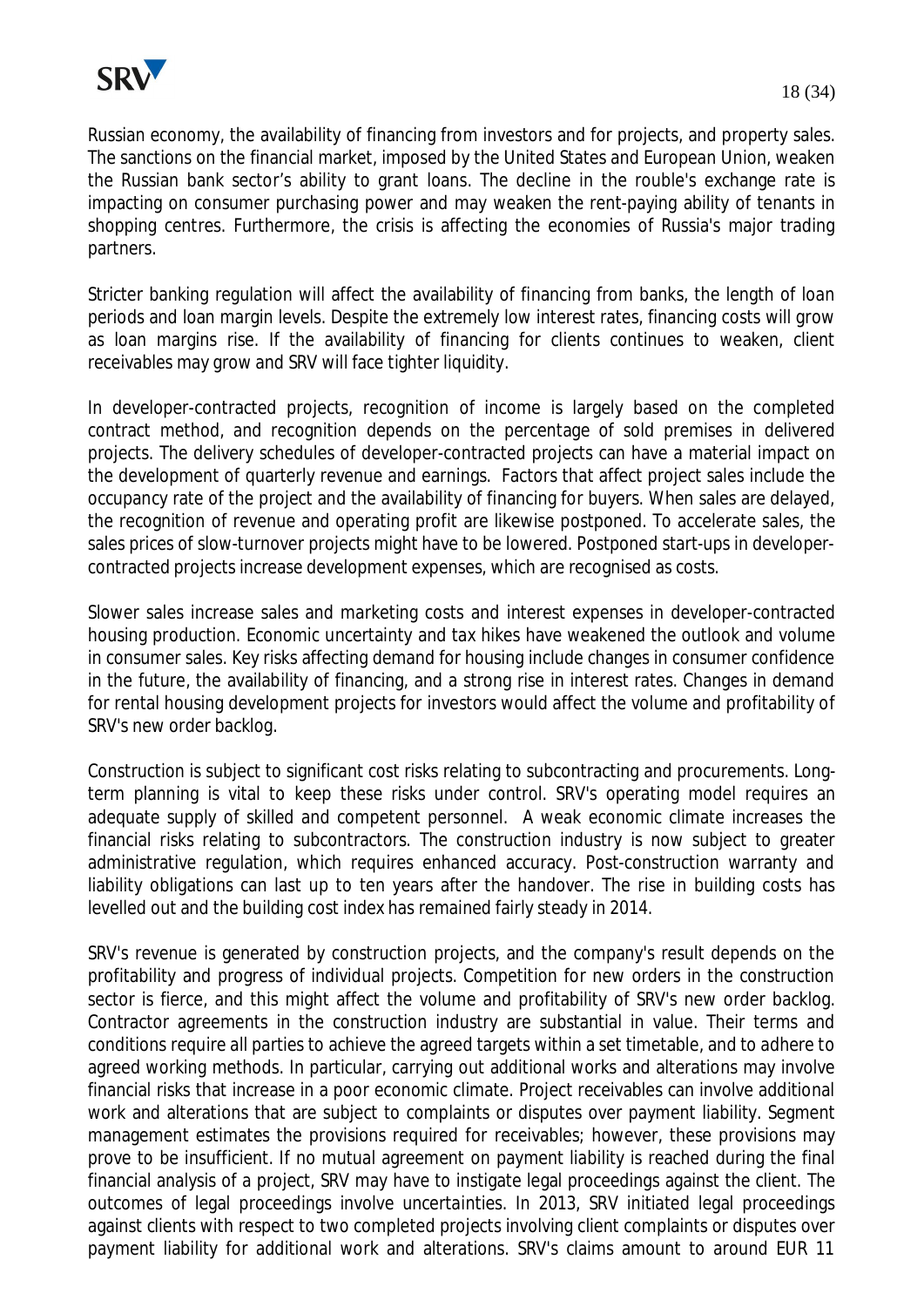Russian economy, the availability of financing from investors and for projects, and property sales. The sanctions on the financial market, imposed by the United States and European Union, weaken the Russian bank sector's ability to grant loans. The decline in the rouble's exchange rate is impacting on consumer purchasing power and may weaken the rent-paying ability of tenants in shopping centres. Furthermore, the crisis is affecting the economies of Russia's major trading partners.

Stricter banking regulation will affect the availability of financing from banks, the length of loan periods and loan margin levels. Despite the extremely low interest rates, financing costs will grow as loan margins rise. If the availability of financing for clients continues to weaken, client receivables may grow and SRV will face tighter liquidity.

In developer-contracted projects, recognition of income is largely based on the completed contract method, and recognition depends on the percentage of sold premises in delivered projects. The delivery schedules of developer-contracted projects can have a material impact on the development of quarterly revenue and earnings. Factors that affect project sales include the occupancy rate of the project and the availability of financing for buyers. When sales are delayed, the recognition of revenue and operating profit are likewise postponed. To accelerate sales, the sales prices of slow-turnover projects might have to be lowered. Postponed start-ups in developer-contracted projects increase development expenses, which are recognised as costs.

Slower sales increase sales and marketing costs and interest expenses in developer-contracted housing production. Economic uncertainty and tax hikes have weakened the outlook and volume in consumer sales. Key risks affecting demand for housing include changes in consumer confidence in the future, the availability of financing, and a strong rise in interest rates. Changes in demand for rental housing development projects for investors would affect the volume and profitability of SRV's new order backlog.

Construction is subject to significant cost risks relating to subcontracting and procurements. Long-term planning is vital to keep these risks under control. SRV's operating model requires an adequate supply of skilled and competent personnel. A weak economic climate increases the financial risks relating to subcontractors. The construction industry is now subject to greater administrative regulation, which requires enhanced accuracy. Post-construction warranty and liability obligations can last up to ten years after the handover. The rise in building costs has levelled out and the building cost index has remained fairly steady in 2014.

SRV's revenue is generated by construction projects, and the company's result depends on the profitability and progress of individual projects. Competition for new orders in the construction sector is fierce, and this might affect the volume and profitability of SRV's new order backlog. Contractor agreements in the construction industry are substantial in value. Their terms and conditions require all parties to achieve the agreed targets within a set timetable, and to adhere to agreed working methods. In particular, carrying out additional works and alterations may involve financial risks that increase in a poor economic climate. Project receivables can involve additional work and alterations that are subject to complaints or disputes over payment liability. Segment management estimates the provisions required for receivables; however, these provisions may prove to be insufficient. If no mutual agreement on payment liability is reached during the final financial analysis of a project, SRV may have to instigate legal proceedings against the client. The outcomes of legal proceedings involve uncertainties. In 2013, SRV initiated legal proceedings against clients with respect to two completed projects involving client complaints or disputes over payment liability for additional work and alterations. SRV's claims amount to around EUR 11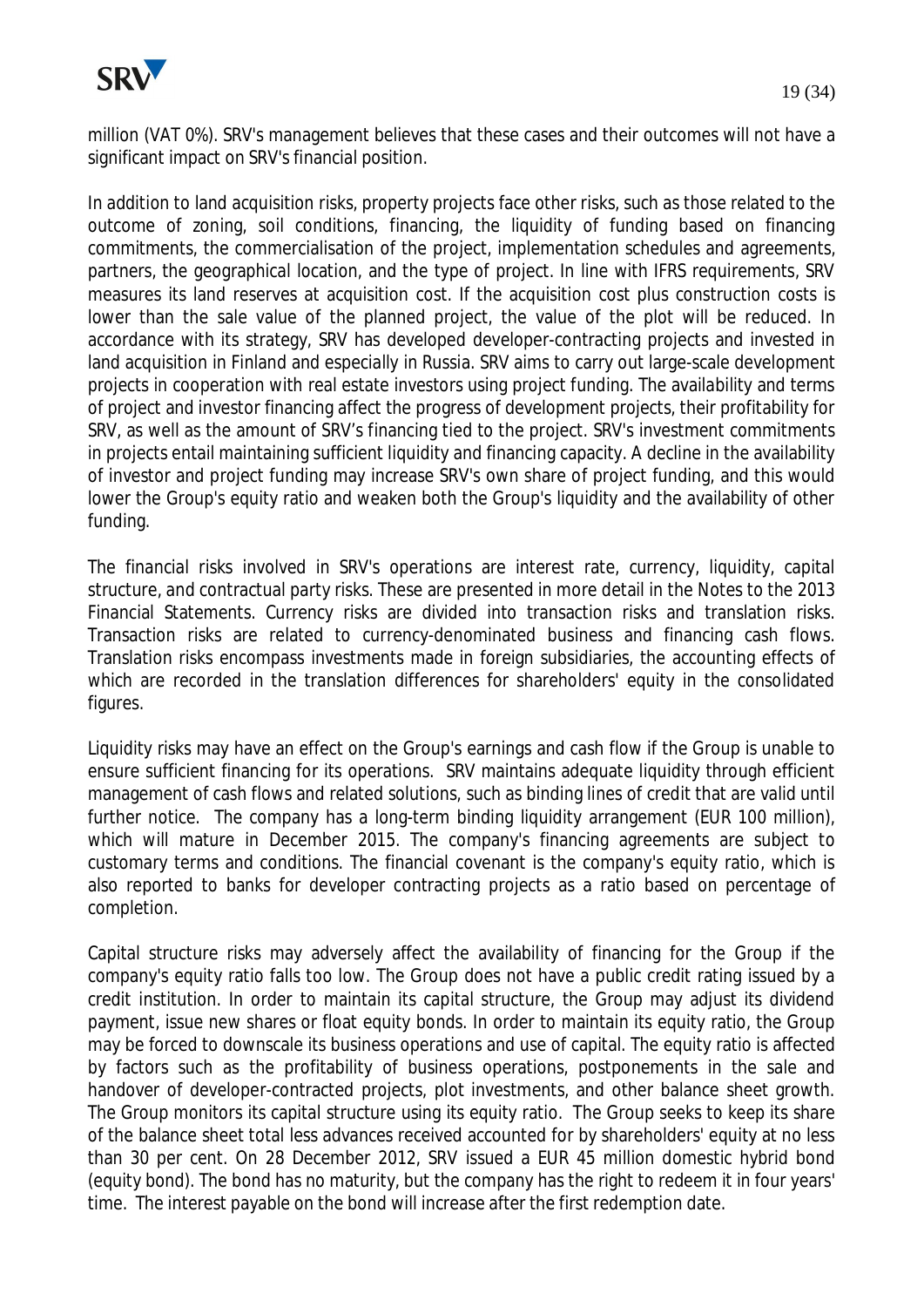million (VAT 0%). SRV's management believes that these cases and their outcomes will not have a significant impact on SRV's financial position.

In addition to land acquisition risks, property projects face other risks, such as those related to the outcome of zoning, soil conditions, financing, the liquidity of funding based on financing commitments, the commercialisation of the project, implementation schedules and agreements, partners, the geographical location, and the type of project. In line with IFRS requirements, SRV measures its land reserves at acquisition cost. If the acquisition cost plus construction costs is lower than the sale value of the planned project, the value of the plot will be reduced. In accordance with its strategy, SRV has developed developer-contracting projects and invested in land acquisition in Finland and especially in Russia. SRV aims to carry out large-scale development projects in cooperation with real estate investors using project funding. The availability and terms of project and investor financing affect the progress of development projects, their profitability for SRV, as well as the amount of SRV's financing tied to the project. SRV's investment commitments in projects entail maintaining sufficient liquidity and financing capacity. A decline in the availability of investor and project funding may increase SRV's own share of project funding, and this would lower the Group's equity ratio and weaken both the Group's liquidity and the availability of other funding.

The financial risks involved in SRV's operations are interest rate, currency, liquidity, capital structure, and contractual party risks. These are presented in more detail in the Notes to the 2013 Financial Statements. Currency risks are divided into transaction risks and translation risks. Transaction risks are related to currency-denominated business and financing cash flows. Translation risks encompass investments made in foreign subsidiaries, the accounting effects of which are recorded in the translation differences for shareholders' equity in the consolidated figures.

Liquidity risks may have an effect on the Group's earnings and cash flow if the Group is unable to ensure sufficient financing for its operations. SRV maintains adequate liquidity through efficient management of cash flows and related solutions, such as binding lines of credit that are valid until further notice. The company has a long-term binding liquidity arrangement (EUR 100 million), which will mature in December 2015. The company's financing agreements are subject to customary terms and conditions. The financial covenant is the company's equity ratio, which is also reported to banks for developer contracting projects as a ratio based on percentage of completion.

Capital structure risks may adversely affect the availability of financing for the Group if the company's equity ratio falls too low. The Group does not have a public credit rating issued by a credit institution. In order to maintain its capital structure, the Group may adjust its dividend payment, issue new shares or float equity bonds. In order to maintain its equity ratio, the Group may be forced to downscale its business operations and use of capital. The equity ratio is affected by factors such as the profitability of business operations, postponements in the sale and handover of developer-contracted projects, plot investments, and other balance sheet growth. The Group monitors its capital structure using its equity ratio. The Group seeks to keep its share of the balance sheet total less advances received accounted for by shareholders' equity at no less than 30 per cent. On 28 December 2012, SRV issued a EUR 45 million domestic hybrid bond (equity bond). The bond has no maturity, but the company has the right to redeem it in four years' time. The interest payable on the bond will increase after the first redemption date.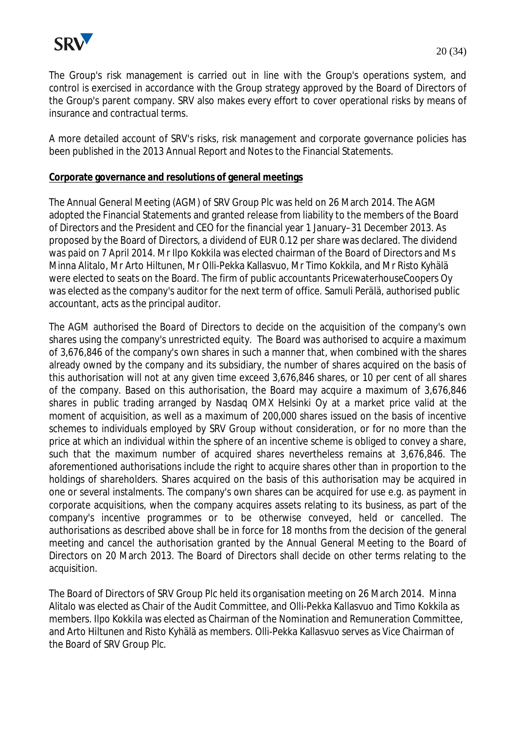The Group's risk management is carried out in line with the Group's operations system, and control is exercised in accordance with the Group strategy approved by the Board of Directors of the Group's parent company. SRV also makes every effort to cover operational risks by means of insurance and contractual terms.

A more detailed account of SRV's risks, risk management and corporate governance policies has been published in the 2013 Annual Report and Notes to the Financial Statements.

**Corporate governance and resolutions of general meetings**

The Annual General Meeting (AGM) of SRV Group Plc was held on 26 March 2014. The AGM adopted the Financial Statements and granted release from liability to the members of the Board of Directors and the President and CEO for the financial year 1 January–31 December 2013. As proposed by the Board of Directors, a dividend of EUR 0.12 per share was declared. The dividend was paid on 7 April 2014. Mr Ilpo Kokkila was elected chairman of the Board of Directors and Ms Minna Alitalo, Mr Arto Hiltunen, Mr Olli-Pekka Kallasvuo, Mr Timo Kokkila, and Mr Risto Kyhälä were elected to seats on the Board. The firm of public accountants PricewaterhouseCoopers Oy was elected as the company's auditor for the next term of office. Samuli Perälä, authorised public accountant, acts as the principal auditor.

The AGM authorised the Board of Directors to decide on the acquisition of the company's own shares using the company's unrestricted equity. The Board was authorised to acquire a maximum of 3,676,846 of the company's own shares in such a manner that, when combined with the shares already owned by the company and its subsidiary, the number of shares acquired on the basis of this authorisation will not at any given time exceed 3,676,846 shares, or 10 per cent of all shares of the company. Based on this authorisation, the Board may acquire a maximum of 3,676,846 shares in public trading arranged by Nasdaq OMX Helsinki Oy at a market price valid at the moment of acquisition, as well as a maximum of 200,000 shares issued on the basis of incentive schemes to individuals employed by SRV Group without consideration, or for no more than the price at which an individual within the sphere of an incentive scheme is obliged to convey a share, such that the maximum number of acquired shares nevertheless remains at 3,676,846. The aforementioned authorisations include the right to acquire shares other than in proportion to the holdings of shareholders. Shares acquired on the basis of this authorisation may be acquired in one or several instalments. The company's own shares can be acquired for use e.g. as payment in corporate acquisitions, when the company acquires assets relating to its business, as part of the company's incentive programmes or to be otherwise conveyed, held or cancelled. The authorisations as described above shall be in force for 18 months from the decision of the general meeting and cancel the authorisation granted by the Annual General Meeting to the Board of Directors on 20 March 2013. The Board of Directors shall decide on other terms relating to the acquisition.

The Board of Directors of SRV Group Plc held its organisation meeting on 26 March 2014. Minna Alitalo was elected as Chair of the Audit Committee, and Olli-Pekka Kallasvuo and Timo Kokkila as members. Ilpo Kokkila was elected as Chairman of the Nomination and Remuneration Committee, and Arto Hiltunen and Risto Kyhälä as members. Olli-Pekka Kallasvuo serves as Vice Chairman of the Board of SRV Group Plc.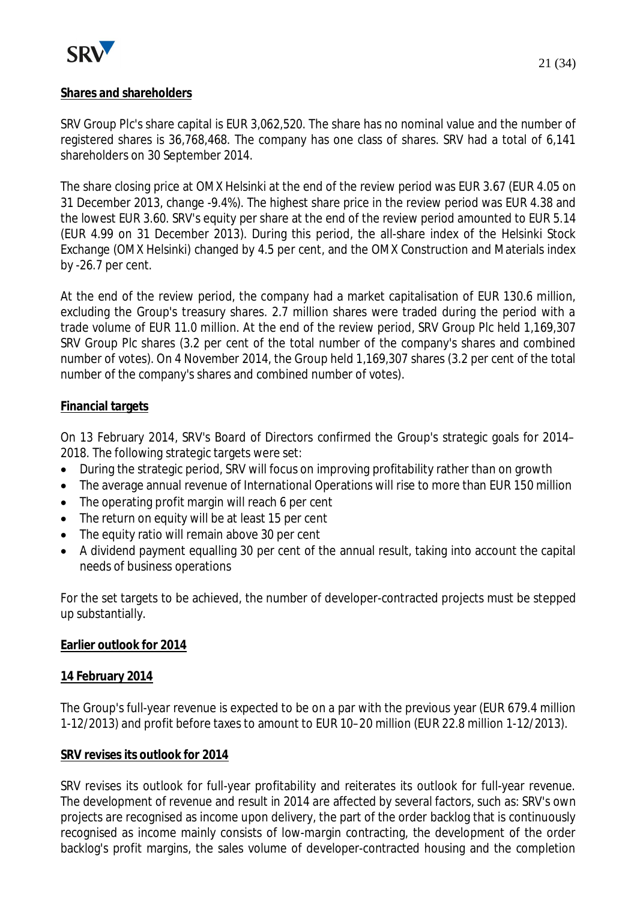**Shares and shareholders**

SRV Group Plc's share capital is EUR 3,062,520. The share has no nominal value and the number of registered shares is 36,768,468. The company has one class of shares. SRV had a total of 6,141 shareholders on 30 September 2014.

The share closing price at OMX Helsinki at the end of the review period was EUR 3.67 (EUR 4.05 on 31 December 2013, change -9.4%). The highest share price in the review period was EUR 4.38 and the lowest EUR 3.60. SRV's equity per share at the end of the review period amounted to EUR 5.14 (EUR 4.99 on 31 December 2013). During this period, the all-share index of the Helsinki Stock Exchange (OMX Helsinki) changed by 4.5 per cent, and the OMX Construction and Materials index by -26.7 per cent.

At the end of the review period, the company had a market capitalisation of EUR 130.6 million, excluding the Group's treasury shares. 2.7 million shares were traded during the period with a trade volume of EUR 11.0 million. At the end of the review period, SRV Group Plc held 1,169,307 SRV Group Plc shares (3.2 per cent of the total number of the company's shares and combined number of votes). On 4 November 2014, the Group held 1,169,307 shares (3.2 per cent of the total number of the company's shares and combined number of votes).

**Financial targets**

On 13 February 2014, SRV's Board of Directors confirmed the Group's strategic goals for 2014–2018. The following strategic targets were set:

- During the strategic period, SRV will focus on improving profitability rather than on growth
- The average annual revenue of International Operations will rise to more than EUR 150 million
- The operating profit margin will reach 6 per cent
- The return on equity will be at least 15 per cent
- The equity ratio will remain above 30 per cent
- A dividend payment equalling 30 per cent of the annual result, taking into account the capital needs of business operations

For the set targets to be achieved, the number of developer-contracted projects must be stepped up substantially.

**Earlier outlook for 2014**

**14 February 2014**

The Group's full-year revenue is expected to be on a par with the previous year (EUR 679.4 million 1-12/2013) and profit before taxes to amount to EUR 10–20 million (EUR 22.8 million 1-12/2013).

**SRV revises its outlook for 2014**

SRV revises its outlook for full-year profitability and reiterates its outlook for full-year revenue. The development of revenue and result in 2014 are affected by several factors, such as: SRV's own projects are recognised as income upon delivery, the part of the order backlog that is continuously recognised as income mainly consists of low-margin contracting, the development of the order backlog's profit margins, the sales volume of developer-contracted housing and the completion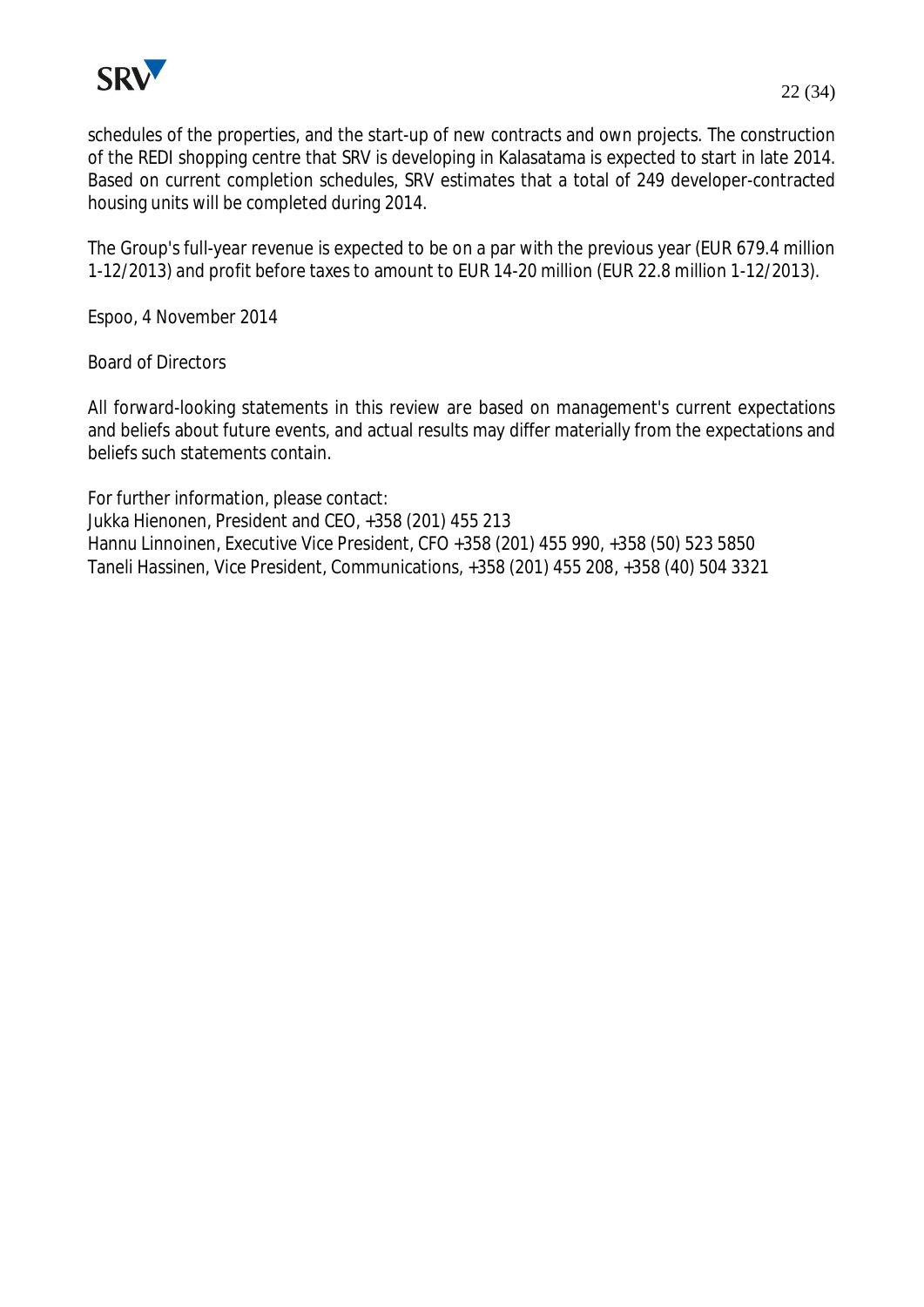schedules of the properties, and the start-up of new contracts and own projects. The construction of the REDI shopping centre that SRV is developing in Kalasatama is expected to start in late 2014. Based on current completion schedules, SRV estimates that a total of 249 developer-contracted housing units will be completed during 2014.

The Group's full-year revenue is expected to be on a par with the previous year (EUR 679.4 million 1-12/2013) and profit before taxes to amount to EUR 14-20 million (EUR 22.8 million 1-12/2013).

Espoo, 4 November 2014

Board of Directors

All forward-looking statements in this review are based on management's current expectations and beliefs about future events, and actual results may differ materially from the expectations and beliefs such statements contain.

For further information, please contact:
Jukka Hienonen, President and CEO, +358 (201) 455 213
Hannu Linnoinen, Executive Vice President, CFO +358 (201) 455 990, +358 (50) 523 5850
Taneli Hassinen, Vice President, Communications, +358 (201) 455 208, +358 (40) 504 3321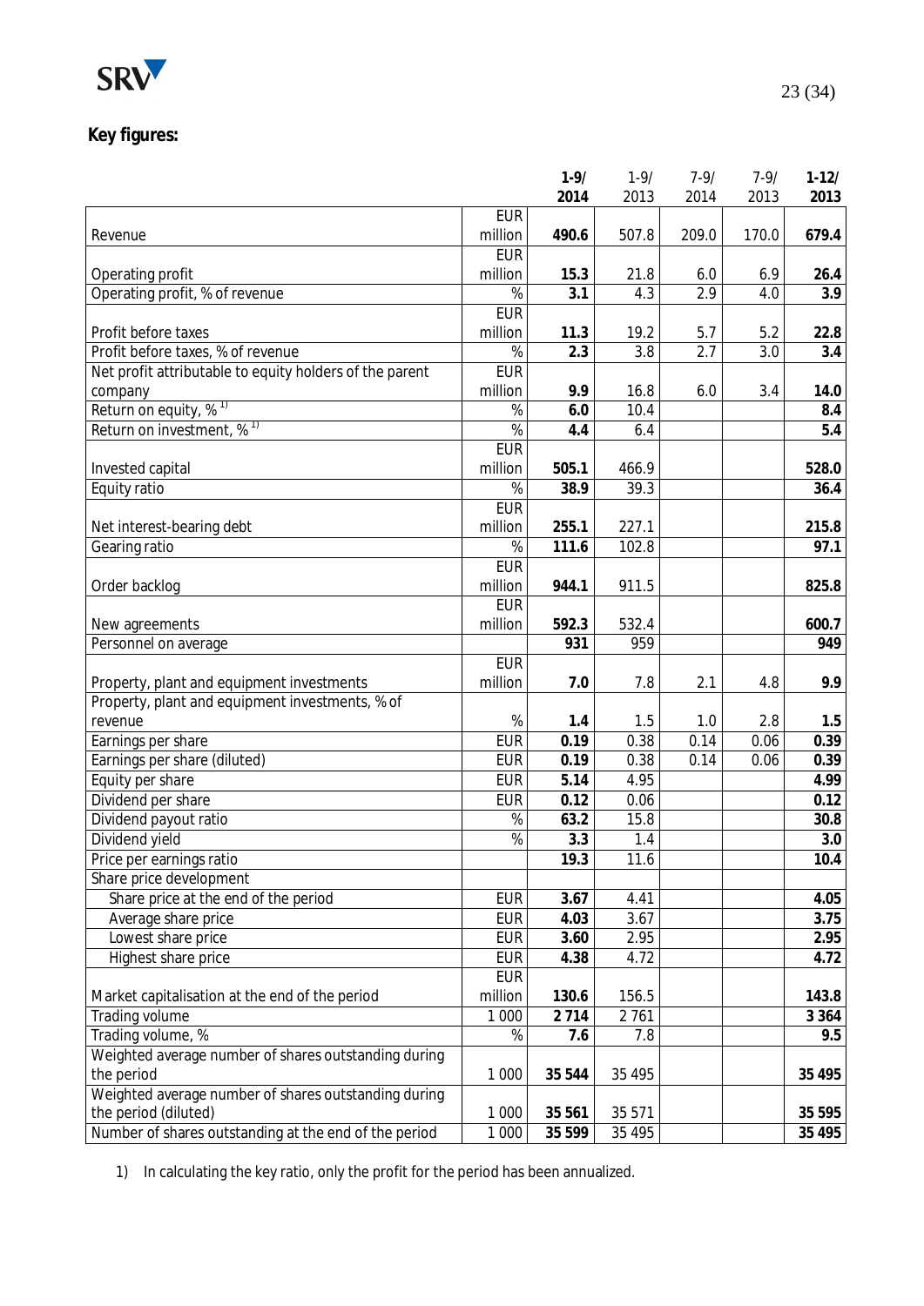## Key figures:

| | | 1-9/ 2014 | 1-9/ 2013 | 7-9/ 2014 | 7-9/ 2013 | 1-12/ 2013 |
|---|---|---|---|---|---|---|
| Revenue | EUR million | **490.6** | 507.8 | 209.0 | 170.0 | **679.4** |
| Operating profit | EUR million | **15.3** | 21.8 | 6.0 | 6.9 | **26.4** |
| Operating profit, % of revenue | % | **3.1** | 4.3 | 2.9 | 4.0 | **3.9** |
| Profit before taxes | EUR million | **11.3** | 19.2 | 5.7 | 5.2 | **22.8** |
| Profit before taxes, % of revenue | % | **2.3** | 3.8 | 2.7 | 3.0 | **3.4** |
| Net profit attributable to equity holders of the parent company | EUR million | **9.9** | 16.8 | 6.0 | 3.4 | **14.0** |
| Return on equity, % [1)] | % | **6.0** | 10.4 | | | **8.4** |
| Return on investment, % [1)] | % | **4.4** | 6.4 | | | **5.4** |
| Invested capital | EUR million | **505.1** | 466.9 | | | **528.0** |
| Equity ratio | % | **38.9** | 39.3 | | | **36.4** |
| Net interest-bearing debt | EUR million | **255.1** | 227.1 | | | **215.8** |
| Gearing ratio | % | **111.6** | 102.8 | | | **97.1** |
| Order backlog | EUR million | **944.1** | 911.5 | | | **825.8** |
| New agreements | EUR million | **592.3** | 532.4 | | | **600.7** |
| Personnel on average | | **931** | 959 | | | **949** |
| Property, plant and equipment investments | EUR million | **7.0** | 7.8 | 2.1 | 4.8 | **9.9** |
| Property, plant and equipment investments, % of revenue | % | **1.4** | 1.5 | 1.0 | 2.8 | **1.5** |
| Earnings per share | EUR | **0.19** | 0.38 | 0.14 | 0.06 | **0.39** |
| Earnings per share (diluted) | EUR | **0.19** | 0.38 | 0.14 | 0.06 | **0.39** |
| Equity per share | EUR | **5.14** | 4.95 | | | **4.99** |
| Dividend per share | EUR | **0.12** | 0.06 | | | **0.12** |
| Dividend payout ratio | % | **63.2** | 15.8 | | | **30.8** |
| Dividend yield | % | **3.3** | 1.4 | | | **3.0** |
| Price per earnings ratio | | **19.3** | 11.6 | | | **10.4** |
| Share price development | | | | | | |
| Share price at the end of the period | EUR | **3.67** | 4.41 | | | **4.05** |
| Average share price | EUR | **4.03** | 3.67 | | | **3.75** |
| Lowest share price | EUR | **3.60** | 2.95 | | | **2.95** |
| Highest share price | EUR | **4.38** | 4.72 | | | **4.72** |
| Market capitalisation at the end of the period | EUR million | **130.6** | 156.5 | | | **143.8** |
| Trading volume | 1 000 | **2 714** | 2 761 | | | **3 364** |
| Trading volume, % | % | **7.6** | 7.8 | | | **9.5** |
| Weighted average number of shares outstanding during the period | 1 000 | **35 544** | 35 495 | | | **35 495** |
| Weighted average number of shares outstanding during the period (diluted) | 1 000 | **35 561** | 35 571 | | | **35 595** |
| Number of shares outstanding at the end of the period | 1 000 | **35 599** | 35 495 | | | **35 495** |

1) In calculating the key ratio, only the profit for the period has been annualized.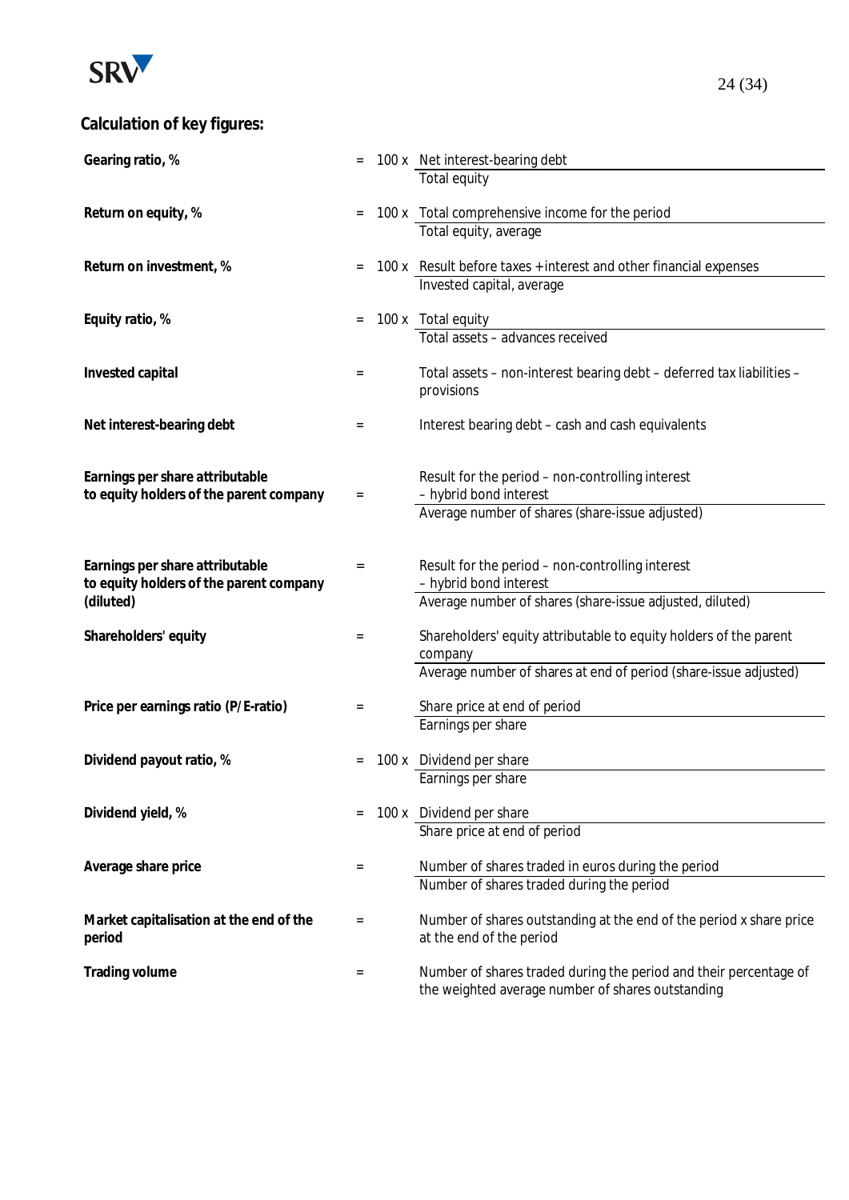## Calculation of key figures:

| Key figure | | | Formula |
|---|---|---|---|
| **Gearing ratio, %** | = | 100 x | Net interest-bearing debt / Total equity |
| **Return on equity, %** | = | 100 x | Total comprehensive income for the period / Total equity, average |
| **Return on investment, %** | = | 100 x | Result before taxes + interest and other financial expenses / Invested capital, average |
| **Equity ratio, %** | = | 100 x | Total equity / Total assets – advances received |
| **Invested capital** | = | | Total assets – non-interest bearing debt – deferred tax liabilities – provisions |
| **Net interest-bearing debt** | = | | Interest bearing debt – cash and cash equivalents |
| **Earnings per share attributable to equity holders of the parent company** | = | | Result for the period – non-controlling interest – hybrid bond interest / Average number of shares (share-issue adjusted) |
| **Earnings per share attributable to equity holders of the parent company (diluted)** | = | | Result for the period – non-controlling interest – hybrid bond interest / Average number of shares (share-issue adjusted, diluted) |
| **Shareholders' equity** | = | | Shareholders' equity attributable to equity holders of the parent company / Average number of shares at end of period (share-issue adjusted) |
| **Price per earnings ratio (P/E-ratio)** | = | | Share price at end of period / Earnings per share |
| **Dividend payout ratio, %** | = | 100 x | Dividend per share / Earnings per share |
| **Dividend yield, %** | = | 100 x | Dividend per share / Share price at end of period |
| **Average share price** | = | | Number of shares traded in euros during the period / Number of shares traded during the period |
| **Market capitalisation at the end of the period** | = | | Number of shares outstanding at the end of the period x share price at the end of the period |
| **Trading volume** | = | | Number of shares traded during the period and their percentage of the weighted average number of shares outstanding |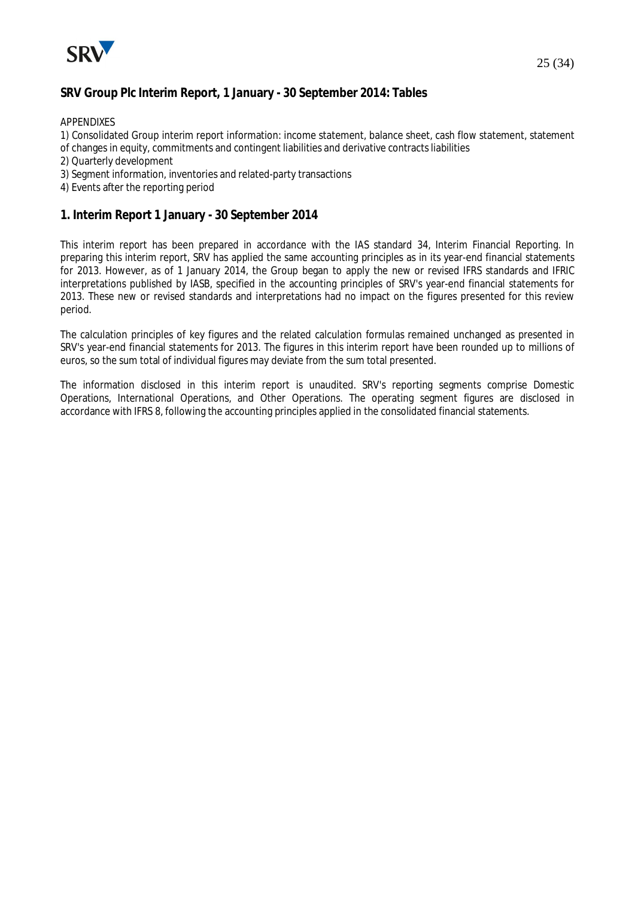## SRV Group Plc Interim Report, 1 January - 30 September 2014: Tables

APPENDIXES

1) Consolidated Group interim report information: income statement, balance sheet, cash flow statement, statement of changes in equity, commitments and contingent liabilities and derivative contracts liabilities
2) Quarterly development
3) Segment information, inventories and related-party transactions
4) Events after the reporting period

## 1. Interim Report 1 January - 30 September 2014

This interim report has been prepared in accordance with the IAS standard 34, Interim Financial Reporting. In preparing this interim report, SRV has applied the same accounting principles as in its year-end financial statements for 2013. However, as of 1 January 2014, the Group began to apply the new or revised IFRS standards and IFRIC interpretations published by IASB, specified in the accounting principles of SRV's year-end financial statements for 2013. These new or revised standards and interpretations had no impact on the figures presented for this review period.

The calculation principles of key figures and the related calculation formulas remained unchanged as presented in SRV's year-end financial statements for 2013. The figures in this interim report have been rounded up to millions of euros, so the sum total of individual figures may deviate from the sum total presented.

The information disclosed in this interim report is unaudited. SRV's reporting segments comprise Domestic Operations, International Operations, and Other Operations. The operating segment figures are disclosed in accordance with IFRS 8, following the accounting principles applied in the consolidated financial statements.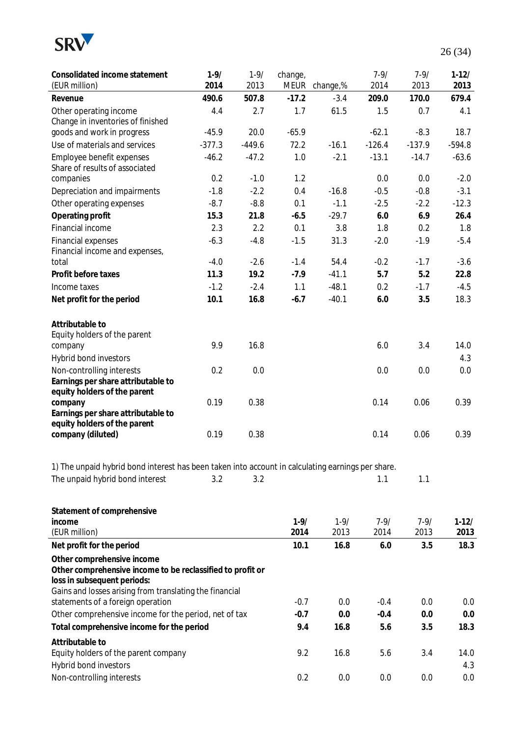| Consolidated income statement (EUR million) | 1-9/ 2014 | 1-9/ 2013 | change, MEUR | change,% | 7-9/ 2014 | 7-9/ 2013 | 1-12/ 2013 |
|---|---|---|---|---|---|---|---|
| **Revenue** | **490.6** | **507.8** | **-17.2** | -3.4 | **209.0** | **170.0** | **679.4** |
| Other operating income | 4.4 | 2.7 | 1.7 | 61.5 | 1.5 | 0.7 | 4.1 |
| Change in inventories of finished goods and work in progress | -45.9 | 20.0 | -65.9 | | -62.1 | -8.3 | 18.7 |
| Use of materials and services | -377.3 | -449.6 | 72.2 | -16.1 | -126.4 | -137.9 | -594.8 |
| Employee benefit expenses | -46.2 | -47.2 | 1.0 | -2.1 | -13.1 | -14.7 | -63.6 |
| Share of results of associated companies | 0.2 | -1.0 | 1.2 | | 0.0 | 0.0 | -2.0 |
| Depreciation and impairments | -1.8 | -2.2 | 0.4 | -16.8 | -0.5 | -0.8 | -3.1 |
| Other operating expenses | -8.7 | -8.8 | 0.1 | -1.1 | -2.5 | -2.2 | -12.3 |
| **Operating profit** | **15.3** | **21.8** | **-6.5** | -29.7 | **6.0** | **6.9** | **26.4** |
| Financial income | 2.3 | 2.2 | 0.1 | 3.8 | 1.8 | 0.2 | 1.8 |
| Financial expenses | -6.3 | -4.8 | -1.5 | 31.3 | -2.0 | -1.9 | -5.4 |
| Financial income and expenses, total | -4.0 | -2.6 | -1.4 | 54.4 | -0.2 | -1.7 | -3.6 |
| **Profit before taxes** | **11.3** | **19.2** | **-7.9** | -41.1 | **5.7** | **5.2** | **22.8** |
| Income taxes | -1.2 | -2.4 | 1.1 | -48.1 | 0.2 | -1.7 | -4.5 |
| **Net profit for the period** | **10.1** | **16.8** | **-6.7** | -40.1 | **6.0** | **3.5** | 18.3 |
| | | | | | | | |
| **Attributable to** | | | | | | | |
| Equity holders of the parent company | 9.9 | 16.8 | | | 6.0 | 3.4 | 14.0 |
| Hybrid bond investors | | | | | | | 4.3 |
| Non-controlling interests | 0.2 | 0.0 | | | 0.0 | 0.0 | 0.0 |
| **Earnings per share attributable to equity holders of the parent company** | 0.19 | 0.38 | | | 0.14 | 0.06 | 0.39 |
| **Earnings per share attributable to equity holders of the parent company (diluted)** | 0.19 | 0.38 | | | 0.14 | 0.06 | 0.39 |

1) The unpaid hybrid bond interest has been taken into account in calculating earnings per share.

| | 1-9/ 2014 | 1-9/ 2013 | 7-9/ 2014 | 7-9/ 2013 |
|---|---|---|---|---|
| The unpaid hybrid bond interest | 3.2 | 3.2 | 1.1 | 1.1 |

| Statement of comprehensive income (EUR million) | 1-9/ 2014 | 1-9/ 2013 | 7-9/ 2014 | 7-9/ 2013 | 1-12/ 2013 |
|---|---|---|---|---|---|
| **Net profit for the period** | **10.1** | **16.8** | **6.0** | **3.5** | **18.3** |
| **Other comprehensive income** | | | | | |
| **Other comprehensive income to be reclassified to profit or loss in subsequent periods:** | | | | | |
| Gains and losses arising from translating the financial statements of a foreign operation | -0.7 | 0.0 | -0.4 | 0.0 | 0.0 |
| Other comprehensive income for the period, net of tax | **-0.7** | **0.0** | **-0.4** | **0.0** | **0.0** |
| **Total comprehensive income for the period** | **9.4** | **16.8** | **5.6** | **3.5** | **18.3** |
| **Attributable to** | | | | | |
| Equity holders of the parent company | 9.2 | 16.8 | 5.6 | 3.4 | 14.0 |
| Hybrid bond investors | | | | | 4.3 |
| Non-controlling interests | 0.2 | 0.0 | 0.0 | 0.0 | 0.0 |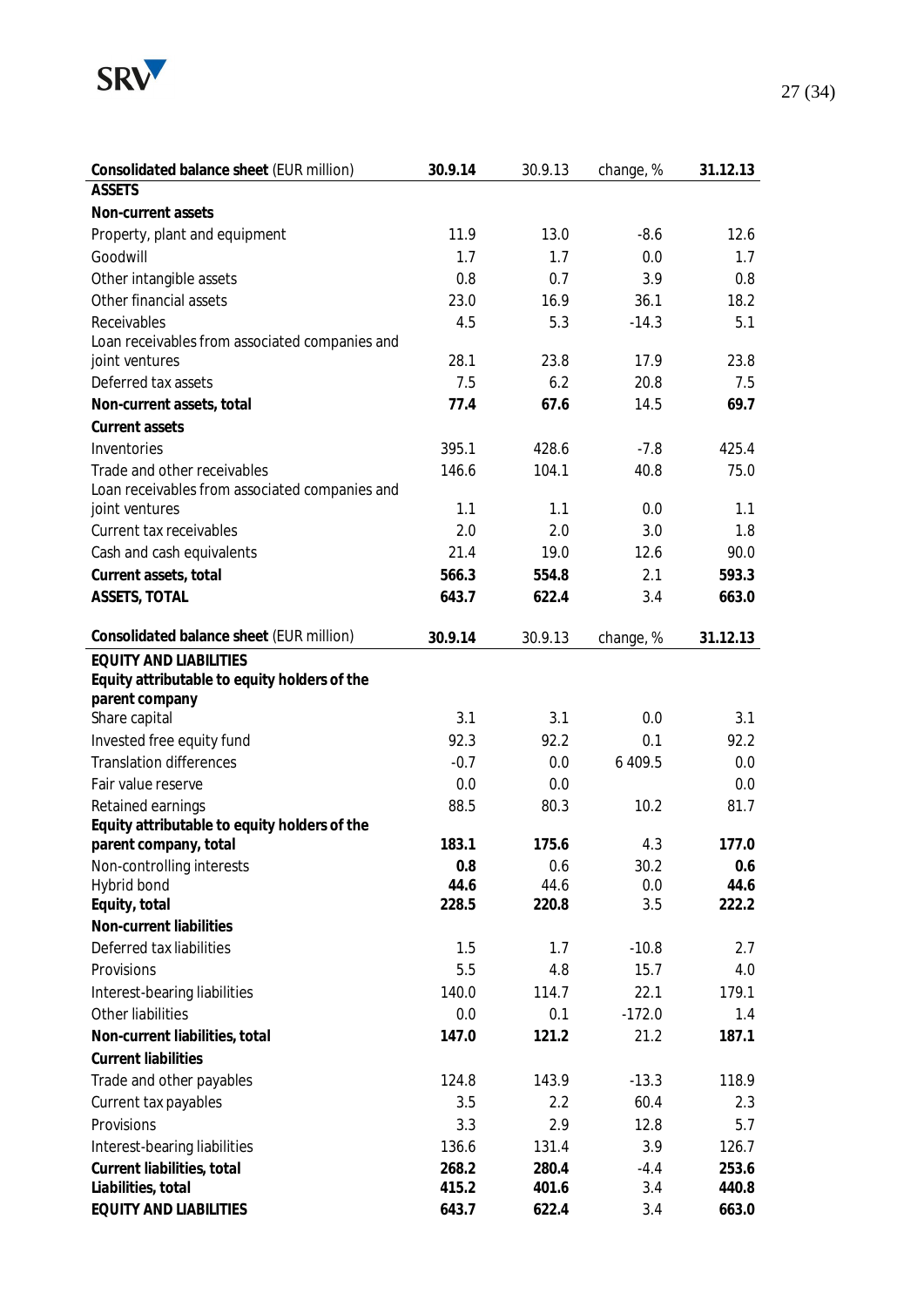| Consolidated balance sheet (EUR million) | 30.9.14 | 30.9.13 | change, % | 31.12.13 |
|---|---|---|---|---|
| **ASSETS** | | | | |
| **Non-current assets** | | | | |
| Property, plant and equipment | 11.9 | 13.0 | -8.6 | 12.6 |
| Goodwill | 1.7 | 1.7 | 0.0 | 1.7 |
| Other intangible assets | 0.8 | 0.7 | 3.9 | 0.8 |
| Other financial assets | 23.0 | 16.9 | 36.1 | 18.2 |
| Receivables | 4.5 | 5.3 | -14.3 | 5.1 |
| Loan receivables from associated companies and joint ventures | 28.1 | 23.8 | 17.9 | 23.8 |
| Deferred tax assets | 7.5 | 6.2 | 20.8 | 7.5 |
| **Non-current assets, total** | **77.4** | **67.6** | 14.5 | **69.7** |
| **Current assets** | | | | |
| Inventories | 395.1 | 428.6 | -7.8 | 425.4 |
| Trade and other receivables | 146.6 | 104.1 | 40.8 | 75.0 |
| Loan receivables from associated companies and joint ventures | 1.1 | 1.1 | 0.0 | 1.1 |
| Current tax receivables | 2.0 | 2.0 | 3.0 | 1.8 |
| Cash and cash equivalents | 21.4 | 19.0 | 12.6 | 90.0 |
| **Current assets, total** | **566.3** | **554.8** | 2.1 | **593.3** |
| **ASSETS, TOTAL** | **643.7** | **622.4** | 3.4 | **663.0** |

| Consolidated balance sheet (EUR million) | 30.9.14 | 30.9.13 | change, % | 31.12.13 |
|---|---|---|---|---|
| **EQUITY AND LIABILITIES** | | | | |
| **Equity attributable to equity holders of the parent company** | | | | |
| Share capital | 3.1 | 3.1 | 0.0 | 3.1 |
| Invested free equity fund | 92.3 | 92.2 | 0.1 | 92.2 |
| Translation differences | -0.7 | 0.0 | 6 409.5 | 0.0 |
| Fair value reserve | 0.0 | 0.0 | | 0.0 |
| Retained earnings | 88.5 | 80.3 | 10.2 | 81.7 |
| **Equity attributable to equity holders of the parent company, total** | **183.1** | **175.6** | 4.3 | **177.0** |
| Non-controlling interests | **0.8** | 0.6 | 30.2 | **0.6** |
| Hybrid bond | **44.6** | 44.6 | 0.0 | **44.6** |
| **Equity, total** | **228.5** | **220.8** | 3.5 | **222.2** |
| **Non-current liabilities** | | | | |
| Deferred tax liabilities | 1.5 | 1.7 | -10.8 | 2.7 |
| Provisions | 5.5 | 4.8 | 15.7 | 4.0 |
| Interest-bearing liabilities | 140.0 | 114.7 | 22.1 | 179.1 |
| Other liabilities | 0.0 | 0.1 | -172.0 | 1.4 |
| **Non-current liabilities, total** | **147.0** | **121.2** | 21.2 | **187.1** |
| **Current liabilities** | | | | |
| Trade and other payables | 124.8 | 143.9 | -13.3 | 118.9 |
| Current tax payables | 3.5 | 2.2 | 60.4 | 2.3 |
| Provisions | 3.3 | 2.9 | 12.8 | 5.7 |
| Interest-bearing liabilities | 136.6 | 131.4 | 3.9 | 126.7 |
| **Current liabilities, total** | **268.2** | **280.4** | -4.4 | **253.6** |
| **Liabilities, total** | **415.2** | **401.6** | 3.4 | **440.8** |
| **EQUITY AND LIABILITIES** | **643.7** | **622.4** | 3.4 | **663.0** |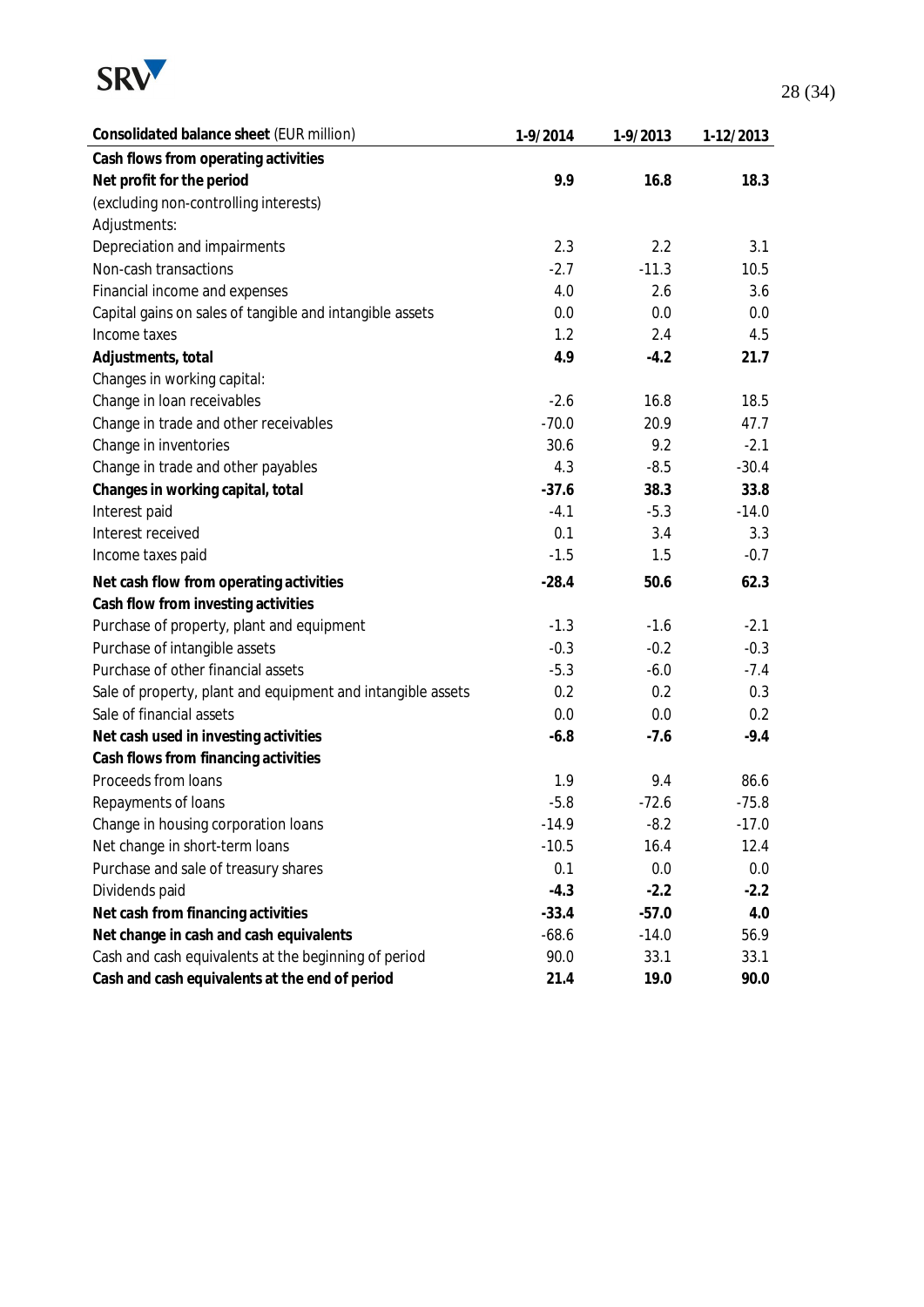| **Consolidated balance sheet** (EUR million) | 1-9/2014 | 1-9/2013 | 1-12/2013 |
|---|---|---|---|
| **Cash flows from operating activities** | | | |
| **Net profit for the period** | **9.9** | **16.8** | **18.3** |
| (excluding non-controlling interests) | | | |
| Adjustments: | | | |
| Depreciation and impairments | 2.3 | 2.2 | 3.1 |
| Non-cash transactions | -2.7 | -11.3 | 10.5 |
| Financial income and expenses | 4.0 | 2.6 | 3.6 |
| Capital gains on sales of tangible and intangible assets | 0.0 | 0.0 | 0.0 |
| Income taxes | 1.2 | 2.4 | 4.5 |
| **Adjustments, total** | **4.9** | **-4.2** | **21.7** |
| Changes in working capital: | | | |
| Change in loan receivables | -2.6 | 16.8 | 18.5 |
| Change in trade and other receivables | -70.0 | 20.9 | 47.7 |
| Change in inventories | 30.6 | 9.2 | -2.1 |
| Change in trade and other payables | 4.3 | -8.5 | -30.4 |
| **Changes in working capital, total** | **-37.6** | **38.3** | **33.8** |
| Interest paid | -4.1 | -5.3 | -14.0 |
| Interest received | 0.1 | 3.4 | 3.3 |
| Income taxes paid | -1.5 | 1.5 | -0.7 |
| **Net cash flow from operating activities** | **-28.4** | **50.6** | **62.3** |
| **Cash flow from investing activities** | | | |
| Purchase of property, plant and equipment | -1.3 | -1.6 | -2.1 |
| Purchase of intangible assets | -0.3 | -0.2 | -0.3 |
| Purchase of other financial assets | -5.3 | -6.0 | -7.4 |
| Sale of property, plant and equipment and intangible assets | 0.2 | 0.2 | 0.3 |
| Sale of financial assets | 0.0 | 0.0 | 0.2 |
| **Net cash used in investing activities** | **-6.8** | **-7.6** | **-9.4** |
| **Cash flows from financing activities** | | | |
| Proceeds from loans | 1.9 | 9.4 | 86.6 |
| Repayments of loans | -5.8 | -72.6 | -75.8 |
| Change in housing corporation loans | -14.9 | -8.2 | -17.0 |
| Net change in short-term loans | -10.5 | 16.4 | 12.4 |
| Purchase and sale of treasury shares | 0.1 | 0.0 | 0.0 |
| Dividends paid | **-4.3** | **-2.2** | **-2.2** |
| **Net cash from financing activities** | **-33.4** | **-57.0** | **4.0** |
| **Net change in cash and cash equivalents** | -68.6 | -14.0 | 56.9 |
| Cash and cash equivalents at the beginning of period | 90.0 | 33.1 | 33.1 |
| **Cash and cash equivalents at the end of period** | **21.4** | **19.0** | **90.0** |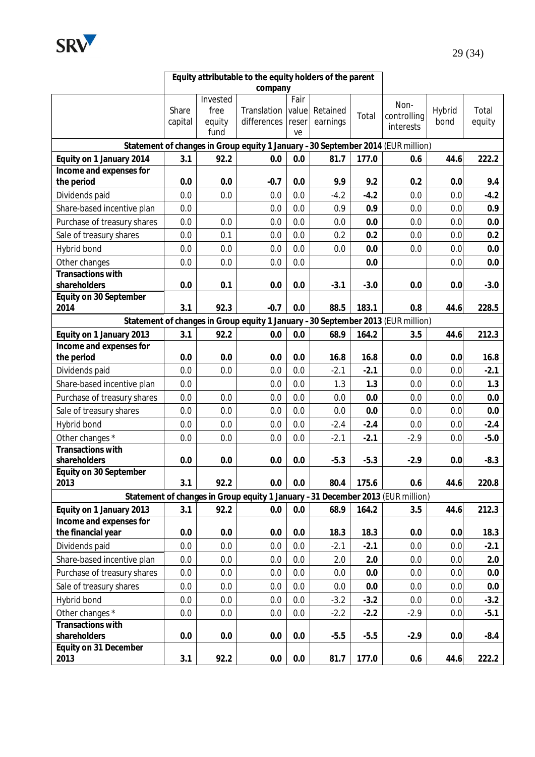| | Equity attributable to the equity holders of the parent company | | | | | | | | |
|---|---|---|---|---|---|---|---|---|---|
| | Share capital | Invested free equity fund | Translation differences | Fair value reserve | Retained earnings | Total | Non-controlling interests | Hybrid bond | Total equity |
| **Statement of changes in Group equity 1 January - 30 September 2014** (EUR million) | | | | | | | | | |
| **Equity on 1 January 2014** | **3.1** | **92.2** | **0.0** | **0.0** | **81.7** | **177.0** | **0.6** | **44.6** | **222.2** |
| **Income and expenses for the period** | **0.0** | **0.0** | **-0.7** | **0.0** | **9.9** | **9.2** | **0.2** | **0.0** | **9.4** |
| Dividends paid | 0.0 | 0.0 | 0.0 | 0.0 | -4.2 | **-4.2** | 0.0 | 0.0 | **-4.2** |
| Share-based incentive plan | 0.0 | | 0.0 | 0.0 | 0.9 | **0.9** | 0.0 | 0.0 | **0.9** |
| Purchase of treasury shares | 0.0 | 0.0 | 0.0 | 0.0 | 0.0 | **0.0** | 0.0 | 0.0 | **0.0** |
| Sale of treasury shares | 0.0 | 0.1 | 0.0 | 0.0 | 0.2 | **0.2** | 0.0 | 0.0 | **0.2** |
| Hybrid bond | 0.0 | 0.0 | 0.0 | 0.0 | 0.0 | **0.0** | 0.0 | 0.0 | **0.0** |
| Other changes | 0.0 | 0.0 | 0.0 | 0.0 | | **0.0** | | 0.0 | **0.0** |
| **Transactions with shareholders** | **0.0** | **0.1** | **0.0** | **0.0** | **-3.1** | **-3.0** | **0.0** | **0.0** | **-3.0** |
| **Equity on 30 September 2014** | **3.1** | **92.3** | **-0.7** | **0.0** | **88.5** | **183.1** | **0.8** | **44.6** | **228.5** |
| **Statement of changes in Group equity 1 January - 30 September 2013** (EUR million) | | | | | | | | | |
| **Equity on 1 January 2013** | **3.1** | **92.2** | **0.0** | **0.0** | **68.9** | **164.2** | **3.5** | **44.6** | **212.3** |
| **Income and expenses for the period** | **0.0** | **0.0** | **0.0** | **0.0** | **16.8** | **16.8** | **0.0** | **0.0** | **16.8** |
| Dividends paid | 0.0 | 0.0 | 0.0 | 0.0 | -2.1 | **-2.1** | 0.0 | 0.0 | **-2.1** |
| Share-based incentive plan | 0.0 | | 0.0 | 0.0 | 1.3 | **1.3** | 0.0 | 0.0 | **1.3** |
| Purchase of treasury shares | 0.0 | 0.0 | 0.0 | 0.0 | 0.0 | **0.0** | 0.0 | 0.0 | **0.0** |
| Sale of treasury shares | 0.0 | 0.0 | 0.0 | 0.0 | 0.0 | **0.0** | 0.0 | 0.0 | **0.0** |
| Hybrid bond | 0.0 | 0.0 | 0.0 | 0.0 | -2.4 | **-2.4** | 0.0 | 0.0 | **-2.4** |
| Other changes * | 0.0 | 0.0 | 0.0 | 0.0 | -2.1 | **-2.1** | -2.9 | 0.0 | **-5.0** |
| **Transactions with shareholders** | **0.0** | **0.0** | **0.0** | **0.0** | **-5.3** | **-5.3** | **-2.9** | **0.0** | **-8.3** |
| **Equity on 30 September 2013** | **3.1** | **92.2** | **0.0** | **0.0** | **80.4** | **175.6** | **0.6** | **44.6** | **220.8** |
| **Statement of changes in Group equity 1 January - 31 December 2013** (EUR million) | | | | | | | | | |
| **Equity on 1 January 2013** | **3.1** | **92.2** | **0.0** | **0.0** | **68.9** | **164.2** | **3.5** | **44.6** | **212.3** |
| **Income and expenses for the financial year** | **0.0** | **0.0** | **0.0** | **0.0** | **18.3** | **18.3** | **0.0** | **0.0** | **18.3** |
| Dividends paid | 0.0 | 0.0 | 0.0 | 0.0 | -2.1 | **-2.1** | 0.0 | 0.0 | **-2.1** |
| Share-based incentive plan | 0.0 | 0.0 | 0.0 | 0.0 | 2.0 | **2.0** | 0.0 | 0.0 | **2.0** |
| Purchase of treasury shares | 0.0 | 0.0 | 0.0 | 0.0 | 0.0 | **0.0** | 0.0 | 0.0 | **0.0** |
| Sale of treasury shares | 0.0 | 0.0 | 0.0 | 0.0 | 0.0 | **0.0** | 0.0 | 0.0 | **0.0** |
| Hybrid bond | 0.0 | 0.0 | 0.0 | 0.0 | -3.2 | **-3.2** | 0.0 | 0.0 | **-3.2** |
| Other changes * | 0.0 | 0.0 | 0.0 | 0.0 | -2.2 | **-2.2** | -2.9 | 0.0 | **-5.1** |
| **Transactions with shareholders** | **0.0** | **0.0** | **0.0** | **0.0** | **-5.5** | **-5.5** | **-2.9** | **0.0** | **-8.4** |
| **Equity on 31 December 2013** | **3.1** | **92.2** | **0.0** | **0.0** | **81.7** | **177.0** | **0.6** | **44.6** | **222.2** |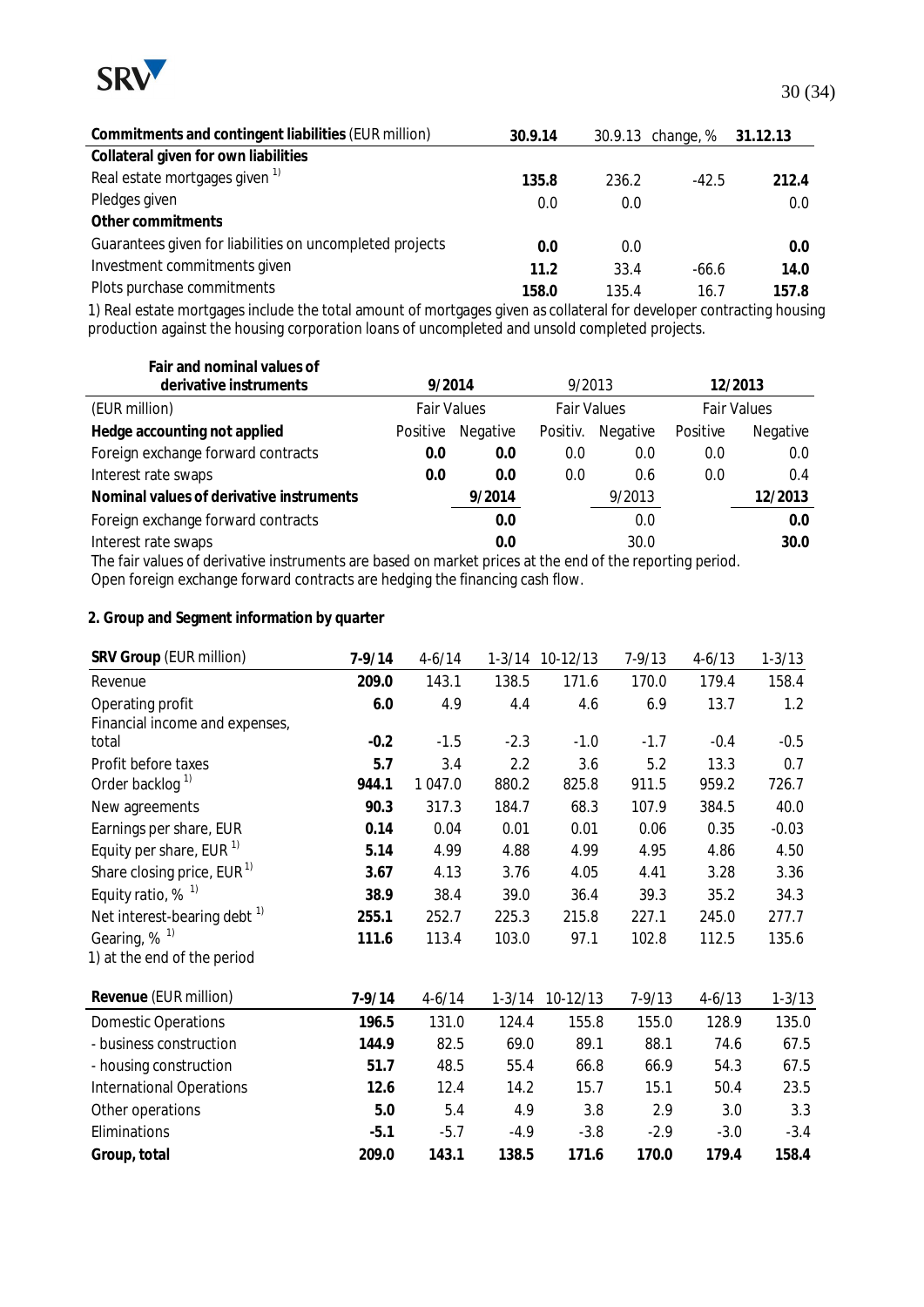| Commitments and contingent liabilities (EUR million) | 30.9.14 | 30.9.13 | change, % | 31.12.13 |
|---|---|---|---|---|
| **Collateral given for own liabilities** | | | | |
| Real estate mortgages given [1)] | **135.8** | 236.2 | -42.5 | **212.4** |
| Pledges given | 0.0 | 0.0 | | 0.0 |
| **Other commitments** | | | | |
| Guarantees given for liabilities on uncompleted projects | **0.0** | 0.0 | | **0.0** |
| Investment commitments given | **11.2** | 33.4 | -66.6 | **14.0** |
| Plots purchase commitments | **158.0** | 135.4 | 16.7 | **157.8** |

1) Real estate mortgages include the total amount of mortgages given as collateral for developer contracting housing production against the housing corporation loans of uncompleted and unsold completed projects.

| Fair and nominal values of derivative instruments | 9/2014 | | 9/2013 | | 12/2013 | |
|---|---|---|---|---|---|---|
| (EUR million) | Fair Values | | Fair Values | | Fair Values | |
| **Hedge accounting not applied** | Positive | Negative | Positiv. | Negative | Positive | Negative |
| Foreign exchange forward contracts | **0.0** | **0.0** | 0.0 | 0.0 | 0.0 | 0.0 |
| Interest rate swaps | **0.0** | **0.0** | 0.0 | 0.6 | 0.0 | 0.4 |
| **Nominal values of derivative instruments** | | **9/2014** | | 9/2013 | | **12/2013** |
| Foreign exchange forward contracts | | **0.0** | | 0.0 | | **0.0** |
| Interest rate swaps | | **0.0** | | 30.0 | | **30.0** |

The fair values of derivative instruments are based on market prices at the end of the reporting period.
Open foreign exchange forward contracts are hedging the financing cash flow.

## 2. Group and Segment information by quarter

| SRV Group (EUR million) | 7-9/14 | 4-6/14 | 1-3/14 | 10-12/13 | 7-9/13 | 4-6/13 | 1-3/13 |
|---|---|---|---|---|---|---|---|
| Revenue | **209.0** | 143.1 | 138.5 | 171.6 | 170.0 | 179.4 | 158.4 |
| Operating profit | **6.0** | 4.9 | 4.4 | 4.6 | 6.9 | 13.7 | 1.2 |
| Financial income and expenses, total | **-0.2** | -1.5 | -2.3 | -1.0 | -1.7 | -0.4 | -0.5 |
| Profit before taxes | **5.7** | 3.4 | 2.2 | 3.6 | 5.2 | 13.3 | 0.7 |
| Order backlog [1)] | **944.1** | 1 047.0 | 880.2 | 825.8 | 911.5 | 959.2 | 726.7 |
| New agreements | **90.3** | 317.3 | 184.7 | 68.3 | 107.9 | 384.5 | 40.0 |
| Earnings per share, EUR | **0.14** | 0.04 | 0.01 | 0.01 | 0.06 | 0.35 | -0.03 |
| Equity per share, EUR [1)] | **5.14** | 4.99 | 4.88 | 4.99 | 4.95 | 4.86 | 4.50 |
| Share closing price, EUR [1)] | **3.67** | 4.13 | 3.76 | 4.05 | 4.41 | 3.28 | 3.36 |
| Equity ratio, % [1)] | **38.9** | 38.4 | 39.0 | 36.4 | 39.3 | 35.2 | 34.3 |
| Net interest-bearing debt [1)] | **255.1** | 252.7 | 225.3 | 215.8 | 227.1 | 245.0 | 277.7 |
| Gearing, % [1)] | **111.6** | 113.4 | 103.0 | 97.1 | 102.8 | 112.5 | 135.6 |

1) at the end of the period

| Revenue (EUR million) | 7-9/14 | 4-6/14 | 1-3/14 | 10-12/13 | 7-9/13 | 4-6/13 | 1-3/13 |
|---|---|---|---|---|---|---|---|
| Domestic Operations | **196.5** | 131.0 | 124.4 | 155.8 | 155.0 | 128.9 | 135.0 |
| - business construction | **144.9** | 82.5 | 69.0 | 89.1 | 88.1 | 74.6 | 67.5 |
| - housing construction | **51.7** | 48.5 | 55.4 | 66.8 | 66.9 | 54.3 | 67.5 |
| International Operations | **12.6** | 12.4 | 14.2 | 15.7 | 15.1 | 50.4 | 23.5 |
| Other operations | **5.0** | 5.4 | 4.9 | 3.8 | 2.9 | 3.0 | 3.3 |
| Eliminations | **-5.1** | -5.7 | -4.9 | -3.8 | -2.9 | -3.0 | -3.4 |
| **Group, total** | **209.0** | **143.1** | **138.5** | **171.6** | **170.0** | **179.4** | **158.4** |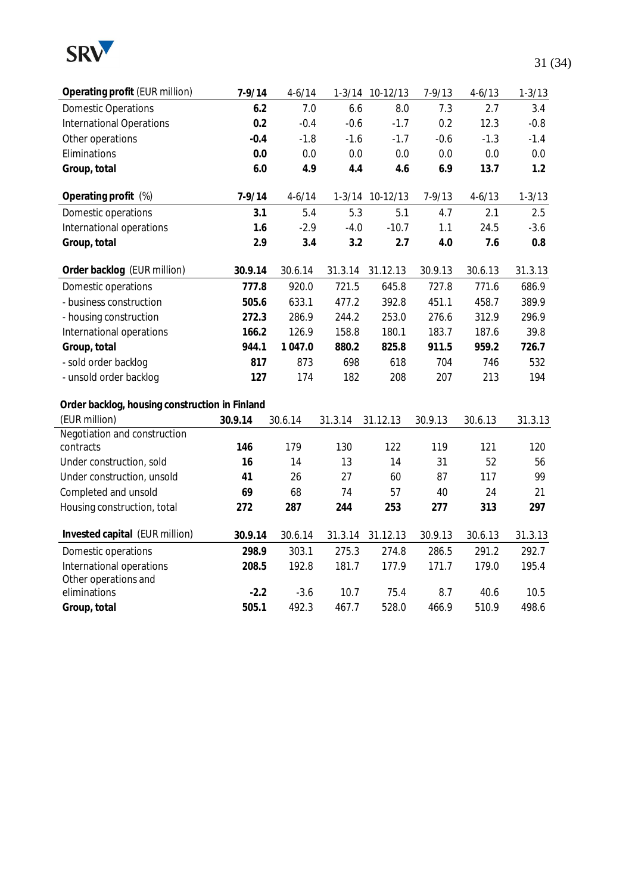| **Operating profit** (EUR million) | **7-9/14** | 4-6/14 | 1-3/14 | 10-12/13 | 7-9/13 | 4-6/13 | 1-3/13 |
|---|---|---|---|---|---|---|---|
| Domestic Operations | **6.2** | 7.0 | 6.6 | 8.0 | 7.3 | 2.7 | 3.4 |
| International Operations | **0.2** | -0.4 | -0.6 | -1.7 | 0.2 | 12.3 | -0.8 |
| Other operations | **-0.4** | -1.8 | -1.6 | -1.7 | -0.6 | -1.3 | -1.4 |
| Eliminations | **0.0** | 0.0 | 0.0 | 0.0 | 0.0 | 0.0 | 0.0 |
| **Group, total** | **6.0** | **4.9** | **4.4** | **4.6** | **6.9** | **13.7** | **1.2** |

| **Operating profit** (%) | **7-9/14** | 4-6/14 | 1-3/14 | 10-12/13 | 7-9/13 | 4-6/13 | 1-3/13 |
|---|---|---|---|---|---|---|---|
| Domestic operations | **3.1** | 5.4 | 5.3 | 5.1 | 4.7 | 2.1 | 2.5 |
| International operations | **1.6** | -2.9 | -4.0 | -10.7 | 1.1 | 24.5 | -3.6 |
| **Group, total** | **2.9** | **3.4** | **3.2** | **2.7** | **4.0** | **7.6** | **0.8** |

| **Order backlog** (EUR million) | **30.9.14** | 30.6.14 | 31.3.14 | 31.12.13 | 30.9.13 | 30.6.13 | 31.3.13 |
|---|---|---|---|---|---|---|---|
| Domestic operations | **777.8** | 920.0 | 721.5 | 645.8 | 727.8 | 771.6 | 686.9 |
| - business construction | **505.6** | 633.1 | 477.2 | 392.8 | 451.1 | 458.7 | 389.9 |
| - housing construction | **272.3** | 286.9 | 244.2 | 253.0 | 276.6 | 312.9 | 296.9 |
| International operations | **166.2** | 126.9 | 158.8 | 180.1 | 183.7 | 187.6 | 39.8 |
| **Group, total** | **944.1** | **1 047.0** | **880.2** | **825.8** | **911.5** | **959.2** | **726.7** |
| - sold order backlog | **817** | 873 | 698 | 618 | 704 | 746 | 532 |
| - unsold order backlog | **127** | 174 | 182 | 208 | 207 | 213 | 194 |

| **Order backlog, housing construction in Finland** (EUR million) | **30.9.14** | 30.6.14 | 31.3.14 | 31.12.13 | 30.9.13 | 30.6.13 | 31.3.13 |
|---|---|---|---|---|---|---|---|
| Negotiation and construction contracts | **146** | 179 | 130 | 122 | 119 | 121 | 120 |
| Under construction, sold | **16** | 14 | 13 | 14 | 31 | 52 | 56 |
| Under construction, unsold | **41** | 26 | 27 | 60 | 87 | 117 | 99 |
| Completed and unsold | **69** | 68 | 74 | 57 | 40 | 24 | 21 |
| Housing construction, total | **272** | **287** | **244** | **253** | **277** | **313** | **297** |

| **Invested capital** (EUR million) | **30.9.14** | 30.6.14 | 31.3.14 | 31.12.13 | 30.9.13 | 30.6.13 | 31.3.13 |
|---|---|---|---|---|---|---|---|
| Domestic operations | **298.9** | 303.1 | 275.3 | 274.8 | 286.5 | 291.2 | 292.7 |
| International operations | **208.5** | 192.8 | 181.7 | 177.9 | 171.7 | 179.0 | 195.4 |
| Other operations and eliminations | **-2.2** | -3.6 | 10.7 | 75.4 | 8.7 | 40.6 | 10.5 |
| **Group, total** | **505.1** | 492.3 | 467.7 | 528.0 | 466.9 | 510.9 | 498.6 |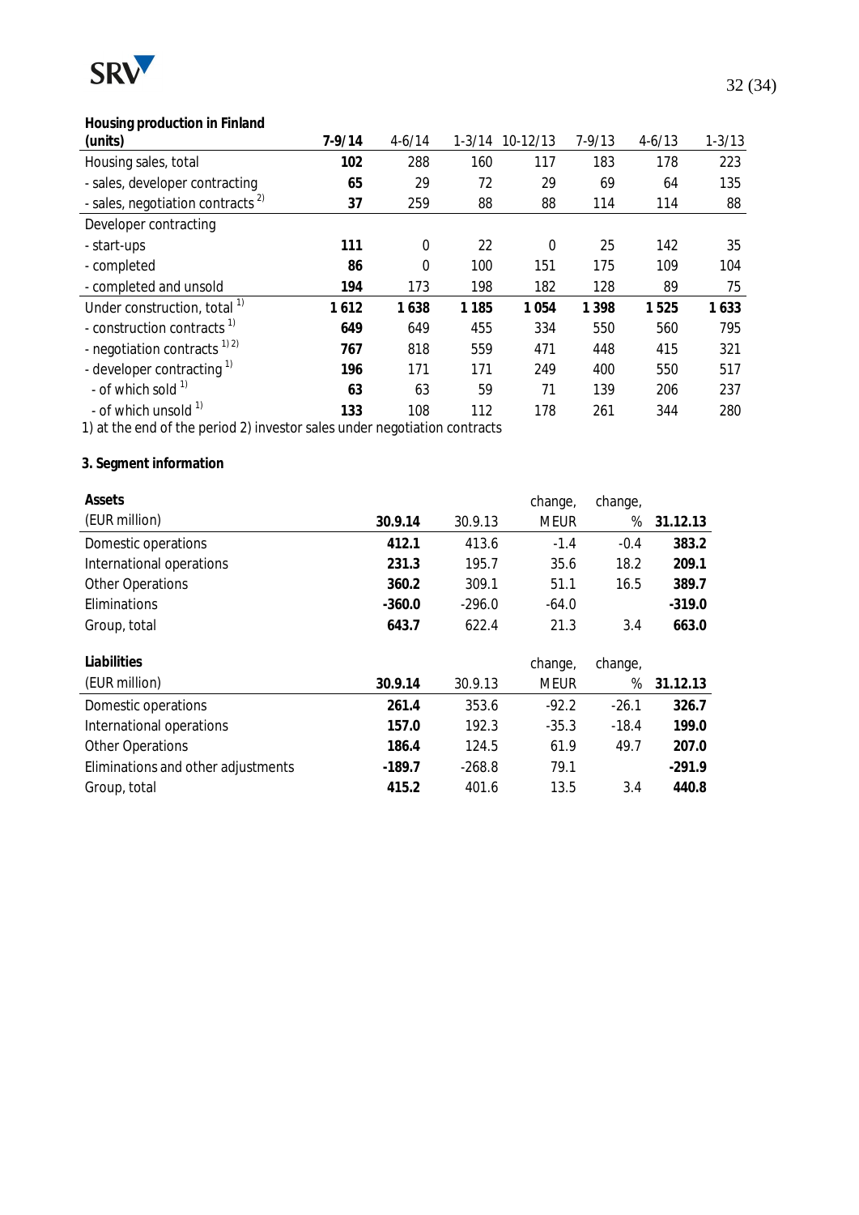| **Housing production in Finland (units)** | **7-9/14** | 4-6/14 | 1-3/14 | 10-12/13 | 7-9/13 | 4-6/13 | 1-3/13 |
|---|---|---|---|---|---|---|---|
| Housing sales, total | **102** | 288 | 160 | 117 | 183 | 178 | 223 |
| - sales, developer contracting | **65** | 29 | 72 | 29 | 69 | 64 | 135 |
| - sales, negotiation contracts [2] | **37** | 259 | 88 | 88 | 114 | 114 | 88 |
| Developer contracting | | | | | | | |
| - start-ups | **111** | 0 | 22 | 0 | 25 | 142 | 35 |
| - completed | **86** | 0 | 100 | 151 | 175 | 109 | 104 |
| - completed and unsold | **194** | 173 | 198 | 182 | 128 | 89 | 75 |
| Under construction, total [1] | **1 612** | **1 638** | **1 185** | **1 054** | **1 398** | **1 525** | **1 633** |
| - construction contracts [1] | **649** | 649 | 455 | 334 | 550 | 560 | 795 |
| - negotiation contracts [1] [2] | **767** | 818 | 559 | 471 | 448 | 415 | 321 |
| - developer contracting [1] | **196** | 171 | 171 | 249 | 400 | 550 | 517 |
| - of which sold [1] | **63** | 63 | 59 | 71 | 139 | 206 | 237 |
| - of which unsold [1] | **133** | 108 | 112 | 178 | 261 | 344 | 280 |

1) at the end of the period 2) investor sales under negotiation contracts

### 3. Segment information

| **Assets** (EUR million) | **30.9.14** | 30.9.13 | change, MEUR | change, % | **31.12.13** |
|---|---|---|---|---|---|
| Domestic operations | **412.1** | 413.6 | -1.4 | -0.4 | **383.2** |
| International operations | **231.3** | 195.7 | 35.6 | 18.2 | **209.1** |
| Other Operations | **360.2** | 309.1 | 51.1 | 16.5 | **389.7** |
| Eliminations | **-360.0** | -296.0 | -64.0 | | **-319.0** |
| Group, total | **643.7** | 622.4 | 21.3 | 3.4 | **663.0** |

| **Liabilities** (EUR million) | **30.9.14** | 30.9.13 | change, MEUR | change, % | **31.12.13** |
|---|---|---|---|---|---|
| Domestic operations | **261.4** | 353.6 | -92.2 | -26.1 | **326.7** |
| International operations | **157.0** | 192.3 | -35.3 | -18.4 | **199.0** |
| Other Operations | **186.4** | 124.5 | 61.9 | 49.7 | **207.0** |
| Eliminations and other adjustments | **-189.7** | -268.8 | 79.1 | | **-291.9** |
| Group, total | **415.2** | 401.6 | 13.5 | 3.4 | **440.8** |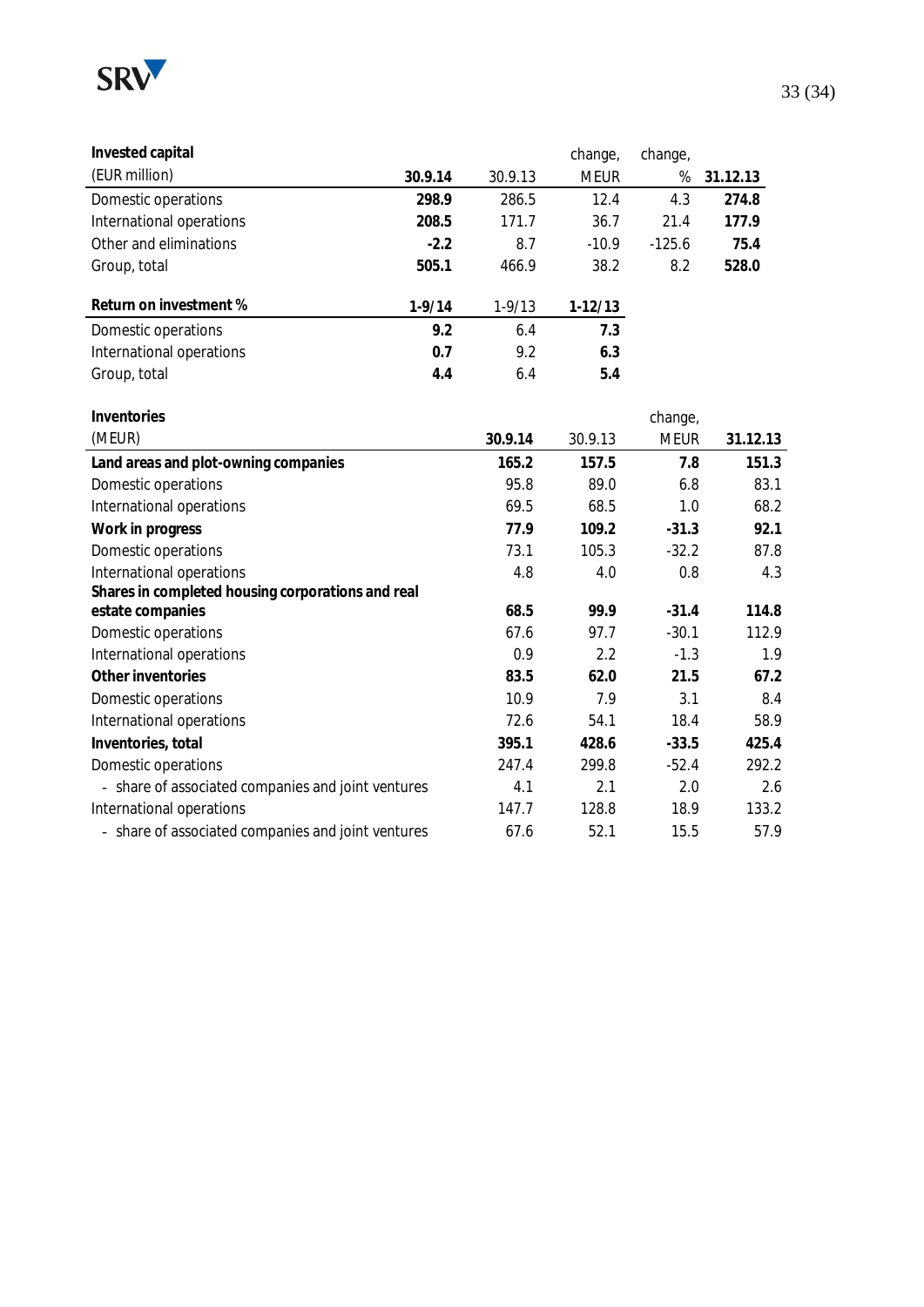| Invested capital (EUR million) | 30.9.14 | 30.9.13 | change, MEUR | change, % | 31.12.13 |
|---|---|---|---|---|---|
| Domestic operations | **298.9** | 286.5 | 12.4 | 4.3 | **274.8** |
| International operations | **208.5** | 171.7 | 36.7 | 21.4 | **177.9** |
| Other and eliminations | **-2.2** | 8.7 | -10.9 | -125.6 | **75.4** |
| Group, total | **505.1** | 466.9 | 38.2 | 8.2 | **528.0** |

| Return on investment % | 1-9/14 | 1-9/13 | 1-12/13 |
|---|---|---|---|
| Domestic operations | **9.2** | 6.4 | **7.3** |
| International operations | **0.7** | 9.2 | **6.3** |
| Group, total | **4.4** | 6.4 | **5.4** |

| Inventories (MEUR) | 30.9.14 | 30.9.13 | change, MEUR | 31.12.13 |
|---|---|---|---|---|
| **Land areas and plot-owning companies** | **165.2** | **157.5** | **7.8** | **151.3** |
| Domestic operations | 95.8 | 89.0 | 6.8 | 83.1 |
| International operations | 69.5 | 68.5 | 1.0 | 68.2 |
| **Work in progress** | **77.9** | **109.2** | **-31.3** | **92.1** |
| Domestic operations | 73.1 | 105.3 | -32.2 | 87.8 |
| International operations | 4.8 | 4.0 | 0.8 | 4.3 |
| **Shares in completed housing corporations and real estate companies** | **68.5** | **99.9** | **-31.4** | **114.8** |
| Domestic operations | 67.6 | 97.7 | -30.1 | 112.9 |
| International operations | 0.9 | 2.2 | -1.3 | 1.9 |
| **Other inventories** | **83.5** | **62.0** | **21.5** | **67.2** |
| Domestic operations | 10.9 | 7.9 | 3.1 | 8.4 |
| International operations | 72.6 | 54.1 | 18.4 | 58.9 |
| **Inventories, total** | **395.1** | **428.6** | **-33.5** | **425.4** |
| Domestic operations | 247.4 | 299.8 | -52.4 | 292.2 |
| - share of associated companies and joint ventures | 4.1 | 2.1 | 2.0 | 2.6 |
| International operations | 147.7 | 128.8 | 18.9 | 133.2 |
| - share of associated companies and joint ventures | 67.6 | 52.1 | 15.5 | 57.9 |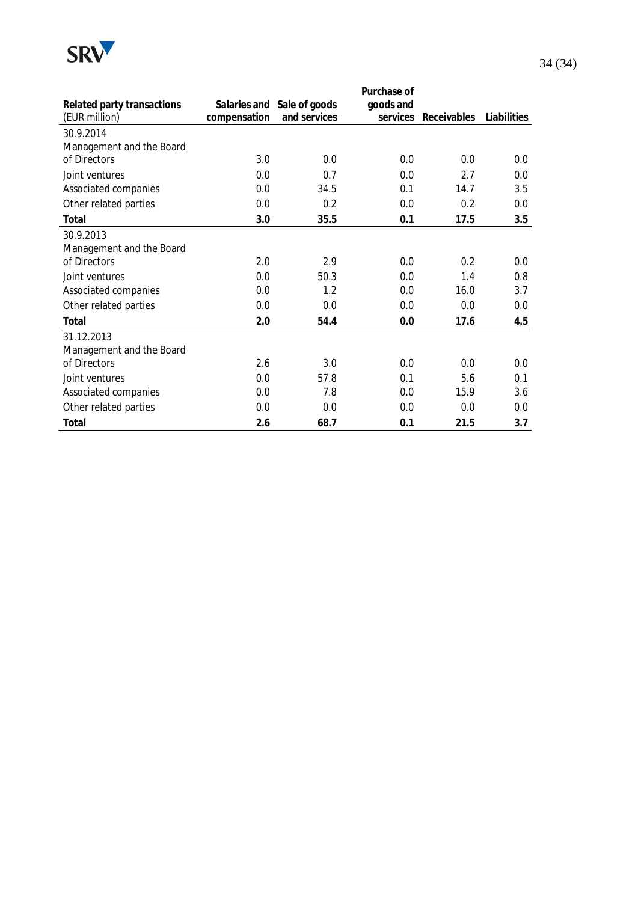| Related party transactions (EUR million) | Salaries and compensation | Sale of goods and services | Purchase of goods and services | Receivables | Liabilities |
|---|---|---|---|---|---|
| 30.9.2014 | | | | | |
| Management and the Board of Directors | 3.0 | 0.0 | 0.0 | 0.0 | 0.0 |
| Joint ventures | 0.0 | 0.7 | 0.0 | 2.7 | 0.0 |
| Associated companies | 0.0 | 34.5 | 0.1 | 14.7 | 3.5 |
| Other related parties | 0.0 | 0.2 | 0.0 | 0.2 | 0.0 |
| **Total** | **3.0** | **35.5** | **0.1** | **17.5** | **3.5** |
| 30.9.2013 | | | | | |
| Management and the Board of Directors | 2.0 | 2.9 | 0.0 | 0.2 | 0.0 |
| Joint ventures | 0.0 | 50.3 | 0.0 | 1.4 | 0.8 |
| Associated companies | 0.0 | 1.2 | 0.0 | 16.0 | 3.7 |
| Other related parties | 0.0 | 0.0 | 0.0 | 0.0 | 0.0 |
| **Total** | **2.0** | **54.4** | **0.0** | **17.6** | **4.5** |
| 31.12.2013 | | | | | |
| Management and the Board of Directors | 2.6 | 3.0 | 0.0 | 0.0 | 0.0 |
| Joint ventures | 0.0 | 57.8 | 0.1 | 5.6 | 0.1 |
| Associated companies | 0.0 | 7.8 | 0.0 | 15.9 | 3.6 |
| Other related parties | 0.0 | 0.0 | 0.0 | 0.0 | 0.0 |
| **Total** | **2.6** | **68.7** | **0.1** | **21.5** | **3.7** |